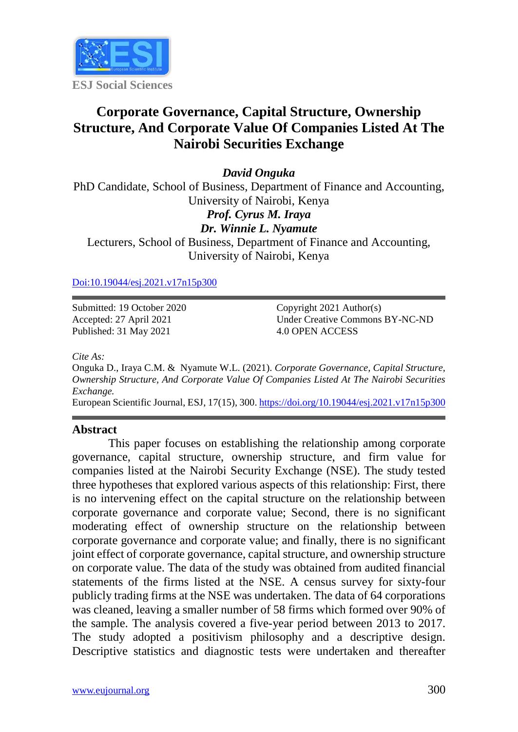ESJ Social Sciences

# Corporate Governance, Capital Structure, Ownership Structure, And Corporate Value Of Companies Listed At The Nairobi Securities Exchange

***David Onguka***
PhD Candidate, School of Business, Department of Finance and Accounting, University of Nairobi, Kenya

***Prof. Cyrus M. Iraya***
***Dr. Winnie L. Nyamute***
Lecturers, School of Business, Department of Finance and Accounting, University of Nairobi, Kenya

Doi:10.19044/esj.2021.v17n15p300

Submitted: 19 October 2020
Accepted: 27 April 2021
Published: 31 May 2021

Copyright 2021 Author(s)
Under Creative Commons BY-NC-ND 4.0 OPEN ACCESS

*Cite As:*
Onguka D., Iraya C.M. & Nyamute W.L. (2021). *Corporate Governance, Capital Structure, Ownership Structure, And Corporate Value Of Companies Listed At The Nairobi Securities Exchange.*
European Scientific Journal, ESJ, 17(15), 300. https://doi.org/10.19044/esj.2021.v17n15p300

## Abstract

This paper focuses on establishing the relationship among corporate governance, capital structure, ownership structure, and firm value for companies listed at the Nairobi Security Exchange (NSE). The study tested three hypotheses that explored various aspects of this relationship: First, there is no intervening effect on the capital structure on the relationship between corporate governance and corporate value; Second, there is no significant moderating effect of ownership structure on the relationship between corporate governance and corporate value; and finally, there is no significant joint effect of corporate governance, capital structure, and ownership structure on corporate value. The data of the study was obtained from audited financial statements of the firms listed at the NSE. A census survey for sixty-four publicly trading firms at the NSE was undertaken. The data of 64 corporations was cleaned, leaving a smaller number of 58 firms which formed over 90% of the sample. The analysis covered a five-year period between 2013 to 2017. The study adopted a positivism philosophy and a descriptive design. Descriptive statistics and diagnostic tests were undertaken and thereafter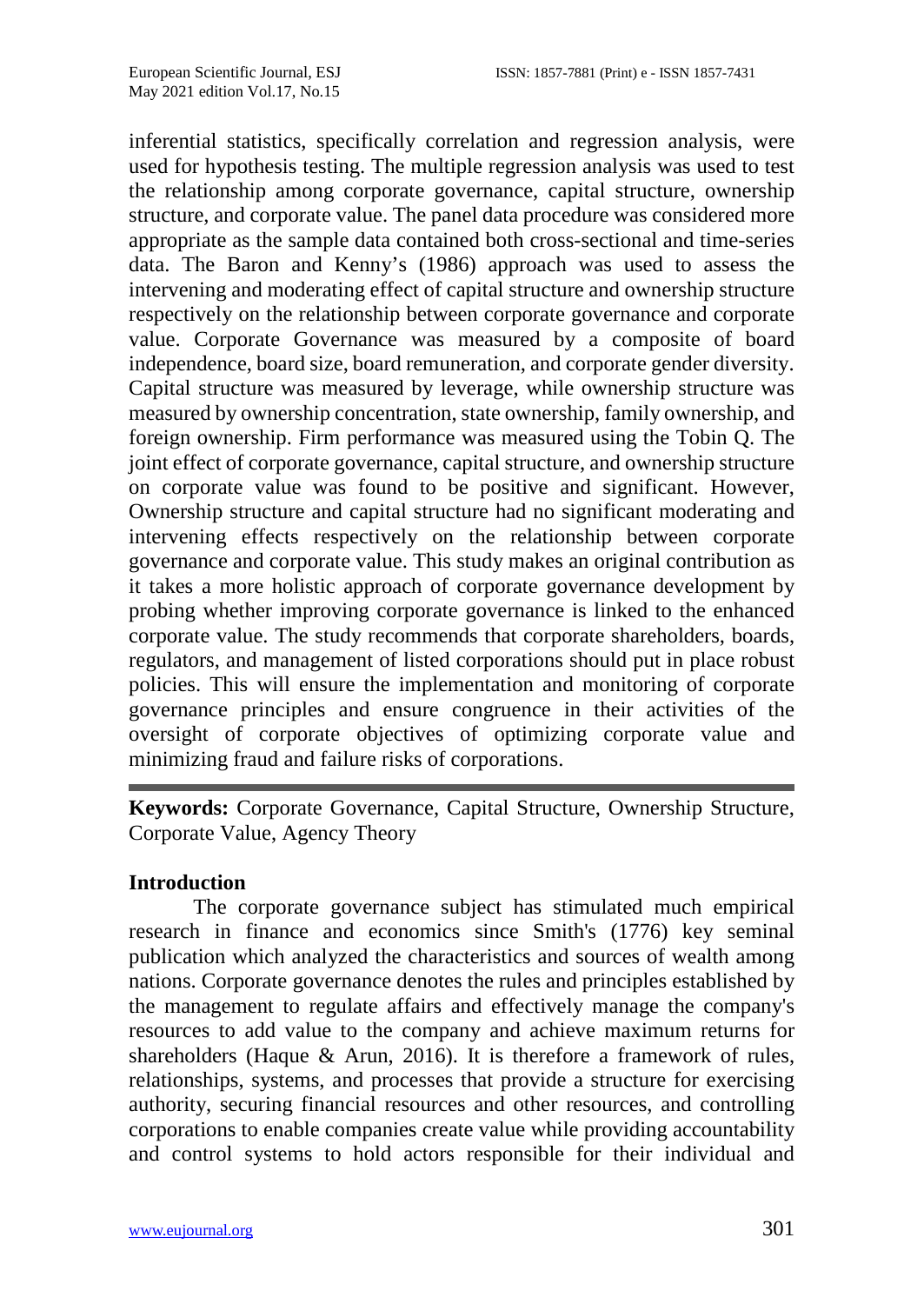inferential statistics, specifically correlation and regression analysis, were used for hypothesis testing. The multiple regression analysis was used to test the relationship among corporate governance, capital structure, ownership structure, and corporate value. The panel data procedure was considered more appropriate as the sample data contained both cross-sectional and time-series data. The Baron and Kenny's (1986) approach was used to assess the intervening and moderating effect of capital structure and ownership structure respectively on the relationship between corporate governance and corporate value. Corporate Governance was measured by a composite of board independence, board size, board remuneration, and corporate gender diversity. Capital structure was measured by leverage, while ownership structure was measured by ownership concentration, state ownership, family ownership, and foreign ownership. Firm performance was measured using the Tobin Q. The joint effect of corporate governance, capital structure, and ownership structure on corporate value was found to be positive and significant. However, Ownership structure and capital structure had no significant moderating and intervening effects respectively on the relationship between corporate governance and corporate value. This study makes an original contribution as it takes a more holistic approach of corporate governance development by probing whether improving corporate governance is linked to the enhanced corporate value. The study recommends that corporate shareholders, boards, regulators, and management of listed corporations should put in place robust policies. This will ensure the implementation and monitoring of corporate governance principles and ensure congruence in their activities of the oversight of corporate objectives of optimizing corporate value and minimizing fraud and failure risks of corporations.

---

**Keywords:** Corporate Governance, Capital Structure, Ownership Structure, Corporate Value, Agency Theory

## Introduction

The corporate governance subject has stimulated much empirical research in finance and economics since Smith's (1776) key seminal publication which analyzed the characteristics and sources of wealth among nations. Corporate governance denotes the rules and principles established by the management to regulate affairs and effectively manage the company's resources to add value to the company and achieve maximum returns for shareholders (Haque & Arun, 2016). It is therefore a framework of rules, relationships, systems, and processes that provide a structure for exercising authority, securing financial resources and other resources, and controlling corporations to enable companies create value while providing accountability and control systems to hold actors responsible for their individual and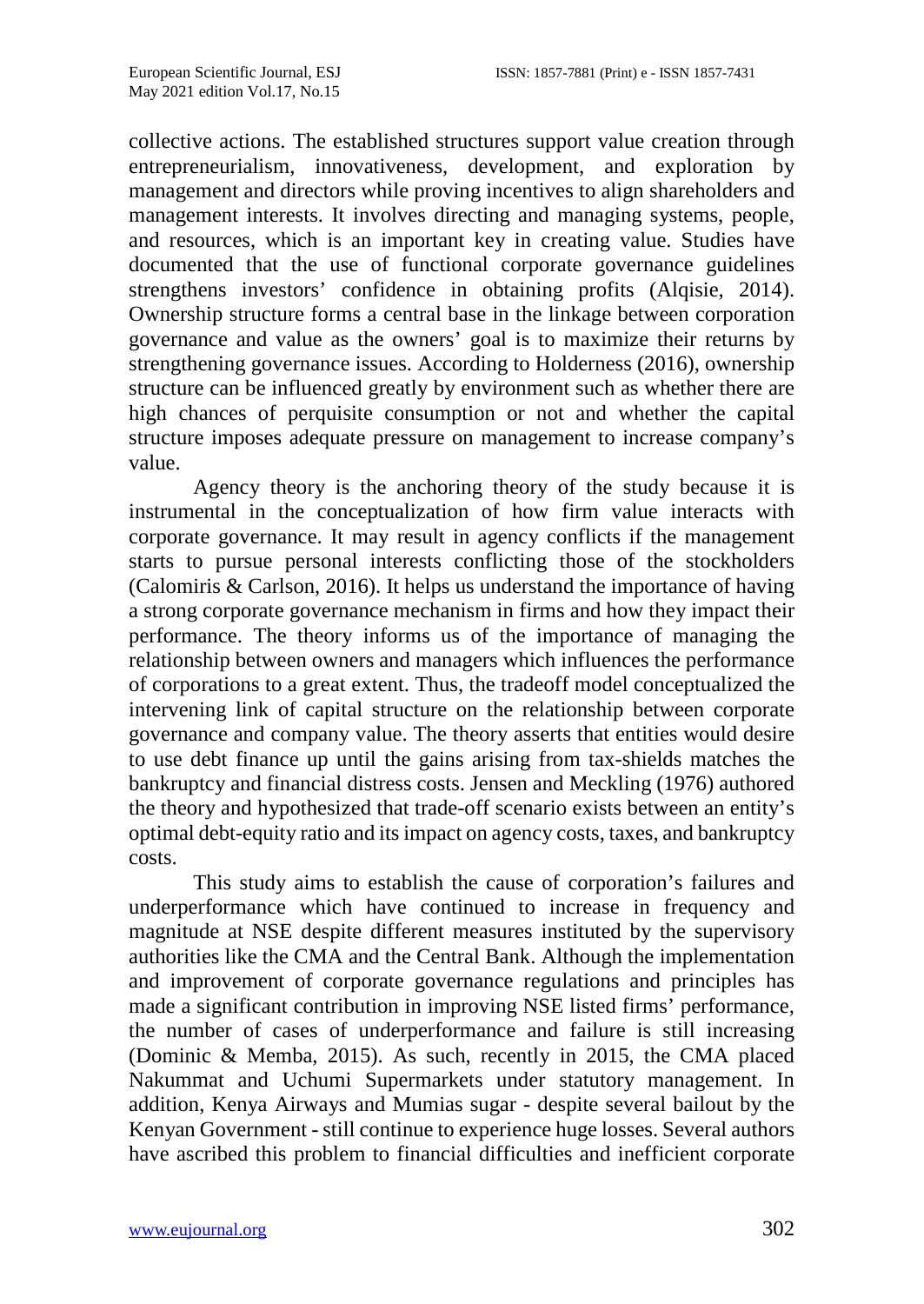collective actions. The established structures support value creation through entrepreneurialism, innovativeness, development, and exploration by management and directors while proving incentives to align shareholders and management interests. It involves directing and managing systems, people, and resources, which is an important key in creating value. Studies have documented that the use of functional corporate governance guidelines strengthens investors' confidence in obtaining profits (Alqisie, 2014). Ownership structure forms a central base in the linkage between corporation governance and value as the owners' goal is to maximize their returns by strengthening governance issues. According to Holderness (2016), ownership structure can be influenced greatly by environment such as whether there are high chances of perquisite consumption or not and whether the capital structure imposes adequate pressure on management to increase company's value.

Agency theory is the anchoring theory of the study because it is instrumental in the conceptualization of how firm value interacts with corporate governance. It may result in agency conflicts if the management starts to pursue personal interests conflicting those of the stockholders (Calomiris & Carlson, 2016). It helps us understand the importance of having a strong corporate governance mechanism in firms and how they impact their performance. The theory informs us of the importance of managing the relationship between owners and managers which influences the performance of corporations to a great extent. Thus, the tradeoff model conceptualized the intervening link of capital structure on the relationship between corporate governance and company value. The theory asserts that entities would desire to use debt finance up until the gains arising from tax-shields matches the bankruptcy and financial distress costs. Jensen and Meckling (1976) authored the theory and hypothesized that trade-off scenario exists between an entity's optimal debt-equity ratio and its impact on agency costs, taxes, and bankruptcy costs.

This study aims to establish the cause of corporation's failures and underperformance which have continued to increase in frequency and magnitude at NSE despite different measures instituted by the supervisory authorities like the CMA and the Central Bank. Although the implementation and improvement of corporate governance regulations and principles has made a significant contribution in improving NSE listed firms' performance, the number of cases of underperformance and failure is still increasing (Dominic & Memba, 2015). As such, recently in 2015, the CMA placed Nakummat and Uchumi Supermarkets under statutory management. In addition, Kenya Airways and Mumias sugar - despite several bailout by the Kenyan Government - still continue to experience huge losses. Several authors have ascribed this problem to financial difficulties and inefficient corporate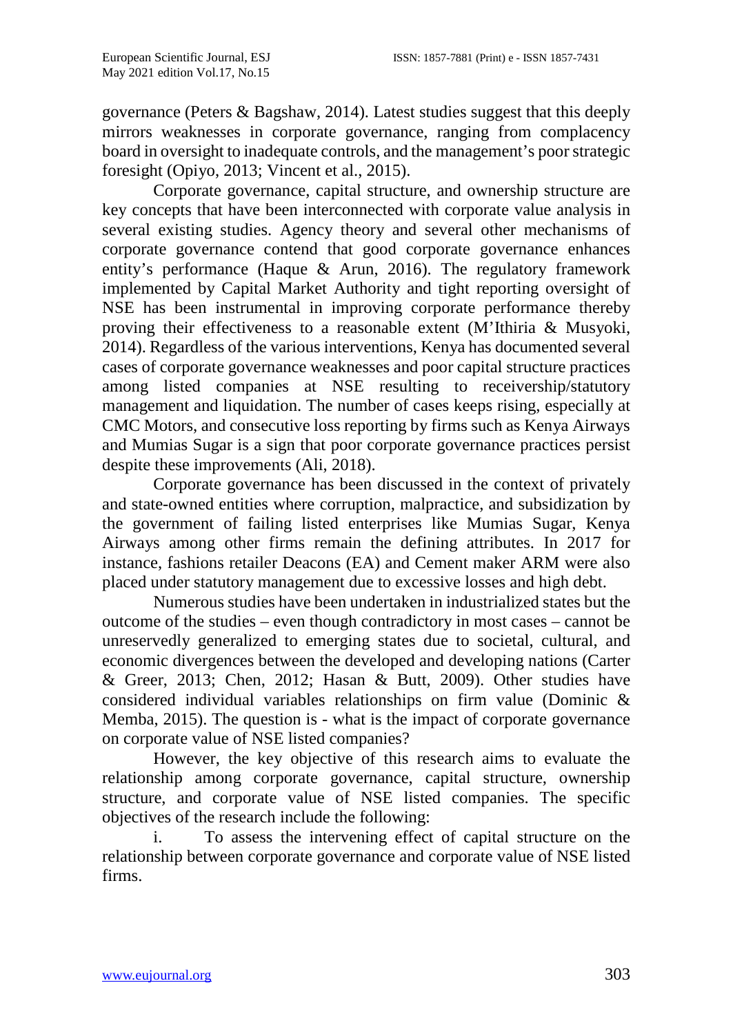governance (Peters & Bagshaw, 2014). Latest studies suggest that this deeply mirrors weaknesses in corporate governance, ranging from complacency board in oversight to inadequate controls, and the management's poor strategic foresight (Opiyo, 2013; Vincent et al., 2015).

Corporate governance, capital structure, and ownership structure are key concepts that have been interconnected with corporate value analysis in several existing studies. Agency theory and several other mechanisms of corporate governance contend that good corporate governance enhances entity's performance (Haque & Arun, 2016). The regulatory framework implemented by Capital Market Authority and tight reporting oversight of NSE has been instrumental in improving corporate performance thereby proving their effectiveness to a reasonable extent (M'Ithiria & Musyoki, 2014). Regardless of the various interventions, Kenya has documented several cases of corporate governance weaknesses and poor capital structure practices among listed companies at NSE resulting to receivership/statutory management and liquidation. The number of cases keeps rising, especially at CMC Motors, and consecutive loss reporting by firms such as Kenya Airways and Mumias Sugar is a sign that poor corporate governance practices persist despite these improvements (Ali, 2018).

Corporate governance has been discussed in the context of privately and state-owned entities where corruption, malpractice, and subsidization by the government of failing listed enterprises like Mumias Sugar, Kenya Airways among other firms remain the defining attributes. In 2017 for instance, fashions retailer Deacons (EA) and Cement maker ARM were also placed under statutory management due to excessive losses and high debt.

Numerous studies have been undertaken in industrialized states but the outcome of the studies – even though contradictory in most cases – cannot be unreservedly generalized to emerging states due to societal, cultural, and economic divergences between the developed and developing nations (Carter & Greer, 2013; Chen, 2012; Hasan & Butt, 2009). Other studies have considered individual variables relationships on firm value (Dominic & Memba, 2015). The question is - what is the impact of corporate governance on corporate value of NSE listed companies?

However, the key objective of this research aims to evaluate the relationship among corporate governance, capital structure, ownership structure, and corporate value of NSE listed companies. The specific objectives of the research include the following:

i. To assess the intervening effect of capital structure on the relationship between corporate governance and corporate value of NSE listed firms.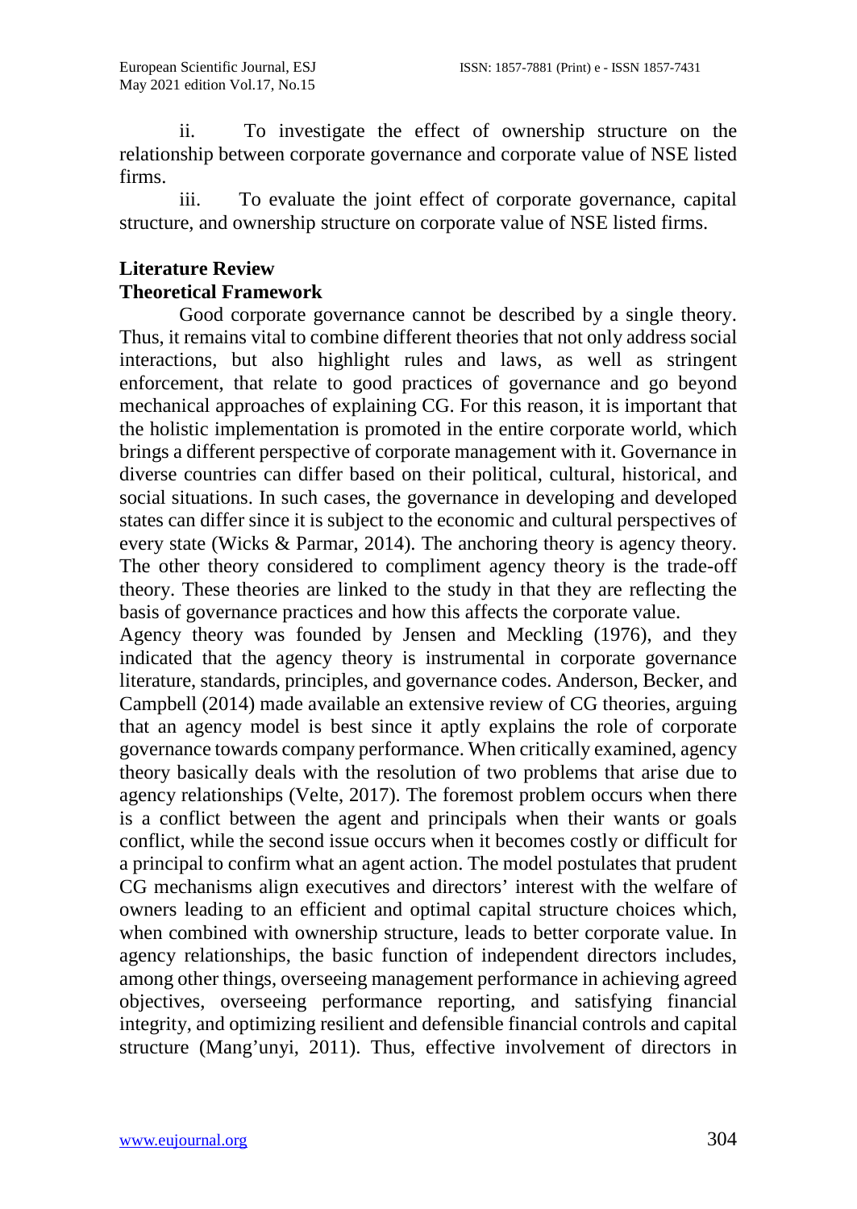ii. To investigate the effect of ownership structure on the relationship between corporate governance and corporate value of NSE listed firms.

iii. To evaluate the joint effect of corporate governance, capital structure, and ownership structure on corporate value of NSE listed firms.

## Literature Review

### Theoretical Framework

Good corporate governance cannot be described by a single theory. Thus, it remains vital to combine different theories that not only address social interactions, but also highlight rules and laws, as well as stringent enforcement, that relate to good practices of governance and go beyond mechanical approaches of explaining CG. For this reason, it is important that the holistic implementation is promoted in the entire corporate world, which brings a different perspective of corporate management with it. Governance in diverse countries can differ based on their political, cultural, historical, and social situations. In such cases, the governance in developing and developed states can differ since it is subject to the economic and cultural perspectives of every state (Wicks & Parmar, 2014). The anchoring theory is agency theory. The other theory considered to compliment agency theory is the trade-off theory. These theories are linked to the study in that they are reflecting the basis of governance practices and how this affects the corporate value.

Agency theory was founded by Jensen and Meckling (1976), and they indicated that the agency theory is instrumental in corporate governance literature, standards, principles, and governance codes. Anderson, Becker, and Campbell (2014) made available an extensive review of CG theories, arguing that an agency model is best since it aptly explains the role of corporate governance towards company performance. When critically examined, agency theory basically deals with the resolution of two problems that arise due to agency relationships (Velte, 2017). The foremost problem occurs when there is a conflict between the agent and principals when their wants or goals conflict, while the second issue occurs when it becomes costly or difficult for a principal to confirm what an agent action. The model postulates that prudent CG mechanisms align executives and directors' interest with the welfare of owners leading to an efficient and optimal capital structure choices which, when combined with ownership structure, leads to better corporate value. In agency relationships, the basic function of independent directors includes, among other things, overseeing management performance in achieving agreed objectives, overseeing performance reporting, and satisfying financial integrity, and optimizing resilient and defensible financial controls and capital structure (Mang'unyi, 2011). Thus, effective involvement of directors in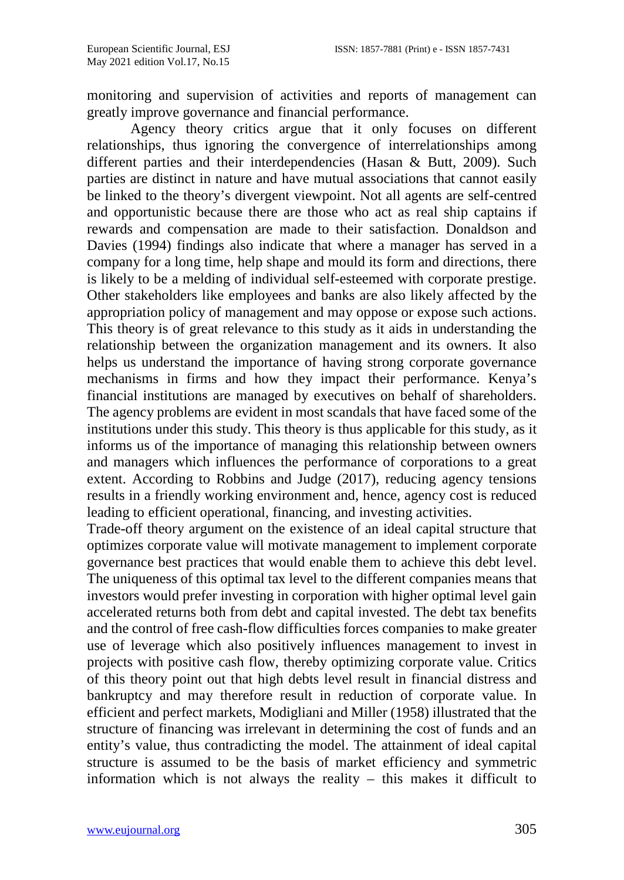monitoring and supervision of activities and reports of management can greatly improve governance and financial performance.

Agency theory critics argue that it only focuses on different relationships, thus ignoring the convergence of interrelationships among different parties and their interdependencies (Hasan & Butt, 2009). Such parties are distinct in nature and have mutual associations that cannot easily be linked to the theory's divergent viewpoint. Not all agents are self-centred and opportunistic because there are those who act as real ship captains if rewards and compensation are made to their satisfaction. Donaldson and Davies (1994) findings also indicate that where a manager has served in a company for a long time, help shape and mould its form and directions, there is likely to be a melding of individual self-esteemed with corporate prestige. Other stakeholders like employees and banks are also likely affected by the appropriation policy of management and may oppose or expose such actions. This theory is of great relevance to this study as it aids in understanding the relationship between the organization management and its owners. It also helps us understand the importance of having strong corporate governance mechanisms in firms and how they impact their performance. Kenya's financial institutions are managed by executives on behalf of shareholders. The agency problems are evident in most scandals that have faced some of the institutions under this study. This theory is thus applicable for this study, as it informs us of the importance of managing this relationship between owners and managers which influences the performance of corporations to a great extent. According to Robbins and Judge (2017), reducing agency tensions results in a friendly working environment and, hence, agency cost is reduced leading to efficient operational, financing, and investing activities.

Trade-off theory argument on the existence of an ideal capital structure that optimizes corporate value will motivate management to implement corporate governance best practices that would enable them to achieve this debt level. The uniqueness of this optimal tax level to the different companies means that investors would prefer investing in corporation with higher optimal level gain accelerated returns both from debt and capital invested. The debt tax benefits and the control of free cash-flow difficulties forces companies to make greater use of leverage which also positively influences management to invest in projects with positive cash flow, thereby optimizing corporate value. Critics of this theory point out that high debts level result in financial distress and bankruptcy and may therefore result in reduction of corporate value. In efficient and perfect markets, Modigliani and Miller (1958) illustrated that the structure of financing was irrelevant in determining the cost of funds and an entity's value, thus contradicting the model. The attainment of ideal capital structure is assumed to be the basis of market efficiency and symmetric information which is not always the reality – this makes it difficult to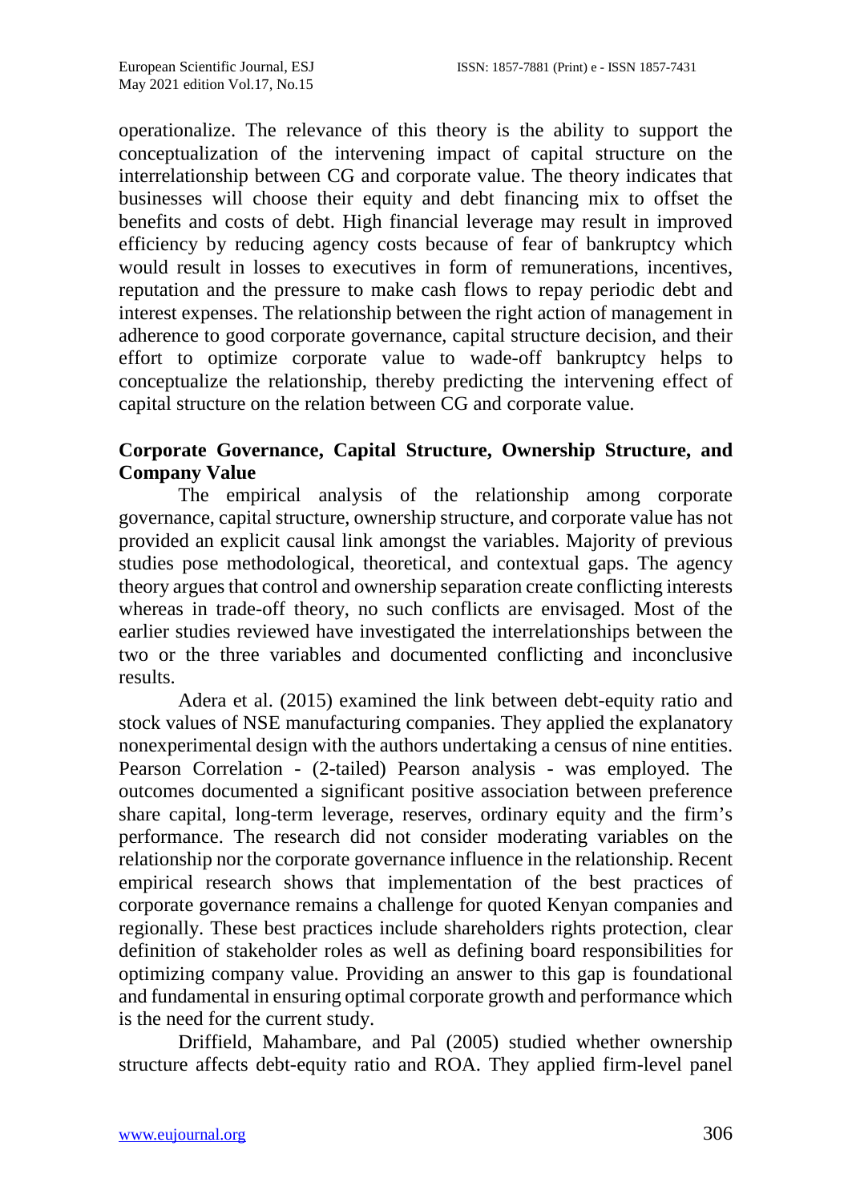operationalize. The relevance of this theory is the ability to support the conceptualization of the intervening impact of capital structure on the interrelationship between CG and corporate value. The theory indicates that businesses will choose their equity and debt financing mix to offset the benefits and costs of debt. High financial leverage may result in improved efficiency by reducing agency costs because of fear of bankruptcy which would result in losses to executives in form of remunerations, incentives, reputation and the pressure to make cash flows to repay periodic debt and interest expenses. The relationship between the right action of management in adherence to good corporate governance, capital structure decision, and their effort to optimize corporate value to wade-off bankruptcy helps to conceptualize the relationship, thereby predicting the intervening effect of capital structure on the relation between CG and corporate value.

**Corporate Governance, Capital Structure, Ownership Structure, and Company Value**

The empirical analysis of the relationship among corporate governance, capital structure, ownership structure, and corporate value has not provided an explicit causal link amongst the variables. Majority of previous studies pose methodological, theoretical, and contextual gaps. The agency theory argues that control and ownership separation create conflicting interests whereas in trade-off theory, no such conflicts are envisaged. Most of the earlier studies reviewed have investigated the interrelationships between the two or the three variables and documented conflicting and inconclusive results.

Adera et al. (2015) examined the link between debt-equity ratio and stock values of NSE manufacturing companies. They applied the explanatory nonexperimental design with the authors undertaking a census of nine entities. Pearson Correlation - (2-tailed) Pearson analysis - was employed. The outcomes documented a significant positive association between preference share capital, long-term leverage, reserves, ordinary equity and the firm's performance. The research did not consider moderating variables on the relationship nor the corporate governance influence in the relationship. Recent empirical research shows that implementation of the best practices of corporate governance remains a challenge for quoted Kenyan companies and regionally. These best practices include shareholders rights protection, clear definition of stakeholder roles as well as defining board responsibilities for optimizing company value. Providing an answer to this gap is foundational and fundamental in ensuring optimal corporate growth and performance which is the need for the current study.

Driffield, Mahambare, and Pal (2005) studied whether ownership structure affects debt-equity ratio and ROA. They applied firm-level panel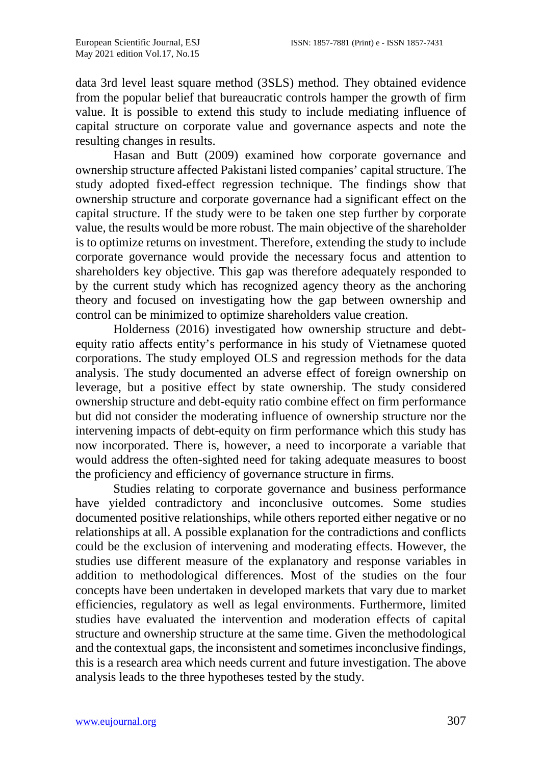data 3rd level least square method (3SLS) method. They obtained evidence from the popular belief that bureaucratic controls hamper the growth of firm value. It is possible to extend this study to include mediating influence of capital structure on corporate value and governance aspects and note the resulting changes in results.

Hasan and Butt (2009) examined how corporate governance and ownership structure affected Pakistani listed companies' capital structure. The study adopted fixed-effect regression technique. The findings show that ownership structure and corporate governance had a significant effect on the capital structure. If the study were to be taken one step further by corporate value, the results would be more robust. The main objective of the shareholder is to optimize returns on investment. Therefore, extending the study to include corporate governance would provide the necessary focus and attention to shareholders key objective. This gap was therefore adequately responded to by the current study which has recognized agency theory as the anchoring theory and focused on investigating how the gap between ownership and control can be minimized to optimize shareholders value creation.

Holderness (2016) investigated how ownership structure and debt-equity ratio affects entity's performance in his study of Vietnamese quoted corporations. The study employed OLS and regression methods for the data analysis. The study documented an adverse effect of foreign ownership on leverage, but a positive effect by state ownership. The study considered ownership structure and debt-equity ratio combine effect on firm performance but did not consider the moderating influence of ownership structure nor the intervening impacts of debt-equity on firm performance which this study has now incorporated. There is, however, a need to incorporate a variable that would address the often-sighted need for taking adequate measures to boost the proficiency and efficiency of governance structure in firms.

Studies relating to corporate governance and business performance have yielded contradictory and inconclusive outcomes. Some studies documented positive relationships, while others reported either negative or no relationships at all. A possible explanation for the contradictions and conflicts could be the exclusion of intervening and moderating effects. However, the studies use different measure of the explanatory and response variables in addition to methodological differences. Most of the studies on the four concepts have been undertaken in developed markets that vary due to market efficiencies, regulatory as well as legal environments. Furthermore, limited studies have evaluated the intervention and moderation effects of capital structure and ownership structure at the same time. Given the methodological and the contextual gaps, the inconsistent and sometimes inconclusive findings, this is a research area which needs current and future investigation. The above analysis leads to the three hypotheses tested by the study.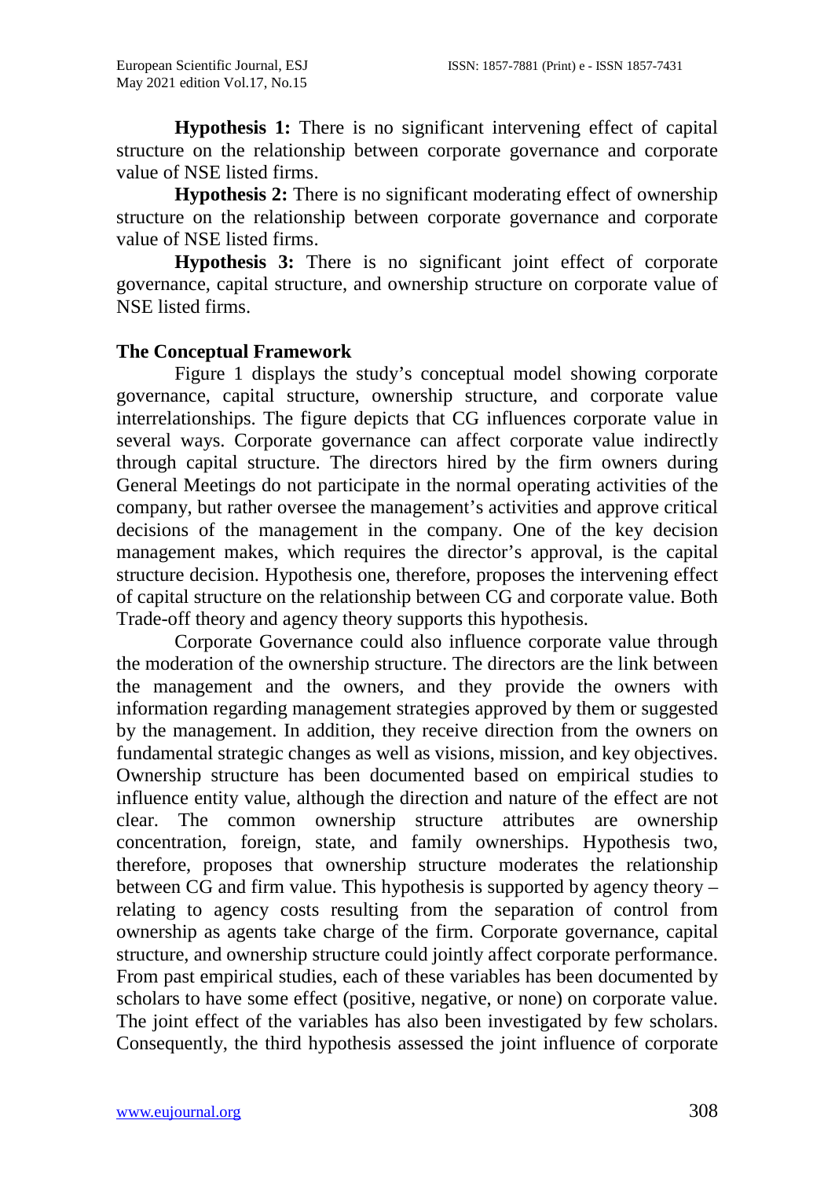**Hypothesis 1:** There is no significant intervening effect of capital structure on the relationship between corporate governance and corporate value of NSE listed firms.

**Hypothesis 2:** There is no significant moderating effect of ownership structure on the relationship between corporate governance and corporate value of NSE listed firms.

**Hypothesis 3:** There is no significant joint effect of corporate governance, capital structure, and ownership structure on corporate value of NSE listed firms.

**The Conceptual Framework**

Figure 1 displays the study's conceptual model showing corporate governance, capital structure, ownership structure, and corporate value interrelationships. The figure depicts that CG influences corporate value in several ways. Corporate governance can affect corporate value indirectly through capital structure. The directors hired by the firm owners during General Meetings do not participate in the normal operating activities of the company, but rather oversee the management's activities and approve critical decisions of the management in the company. One of the key decision management makes, which requires the director's approval, is the capital structure decision. Hypothesis one, therefore, proposes the intervening effect of capital structure on the relationship between CG and corporate value. Both Trade-off theory and agency theory supports this hypothesis.

Corporate Governance could also influence corporate value through the moderation of the ownership structure. The directors are the link between the management and the owners, and they provide the owners with information regarding management strategies approved by them or suggested by the management. In addition, they receive direction from the owners on fundamental strategic changes as well as visions, mission, and key objectives. Ownership structure has been documented based on empirical studies to influence entity value, although the direction and nature of the effect are not clear. The common ownership structure attributes are ownership concentration, foreign, state, and family ownerships. Hypothesis two, therefore, proposes that ownership structure moderates the relationship between CG and firm value. This hypothesis is supported by agency theory – relating to agency costs resulting from the separation of control from ownership as agents take charge of the firm. Corporate governance, capital structure, and ownership structure could jointly affect corporate performance. From past empirical studies, each of these variables has been documented by scholars to have some effect (positive, negative, or none) on corporate value. The joint effect of the variables has also been investigated by few scholars. Consequently, the third hypothesis assessed the joint influence of corporate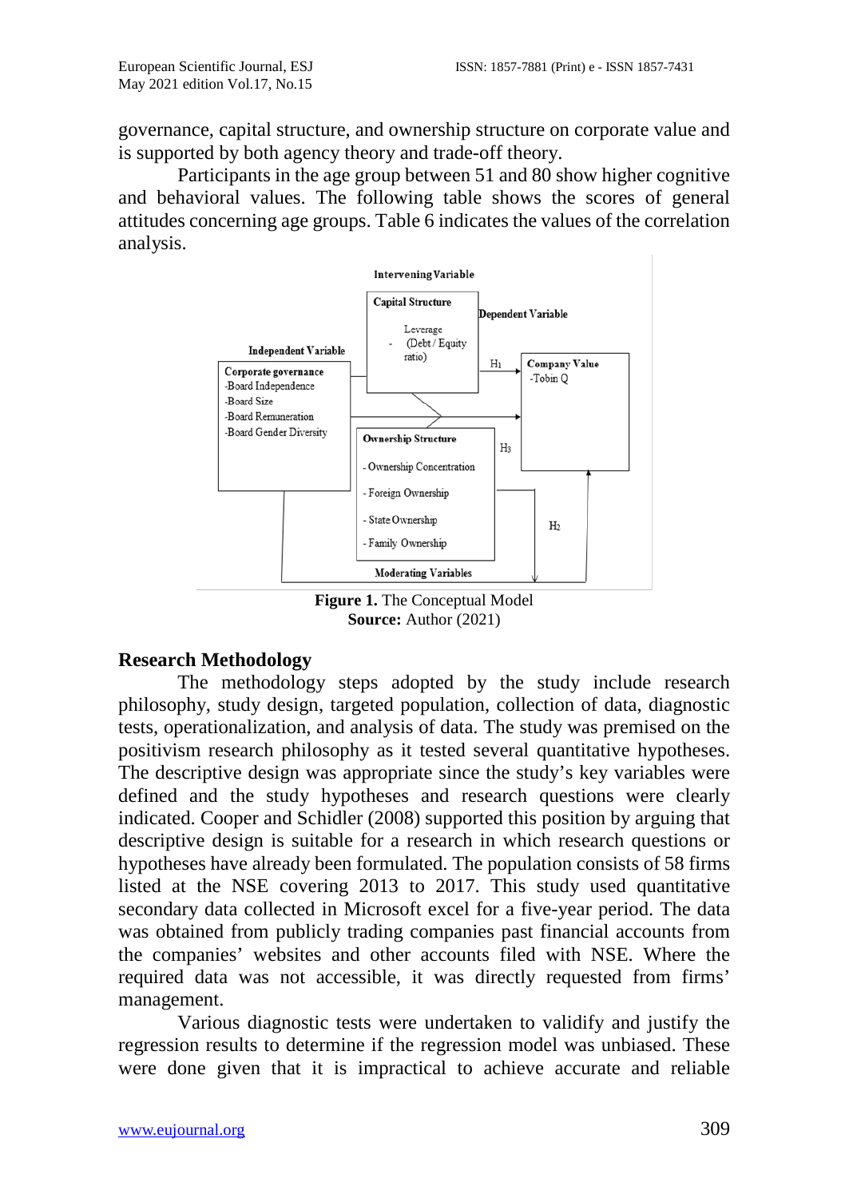governance, capital structure, and ownership structure on corporate value and is supported by both agency theory and trade-off theory.

Participants in the age group between 51 and 80 show higher cognitive and behavioral values. The following table shows the scores of general attitudes concerning age groups. Table 6 indicates the values of the correlation analysis.

Intervening Variable

Capital Structure

Leverage
- (Debt / Equity ratio)

Dependent Variable

Independent Variable

Corporate governance
-Board Independence
-Board Size
-Board Remuneration
-Board Gender Diversity

$H_1$

Company Value
-Tobin Q

Ownership Structure

- Ownership Concentration
- Foreign Ownership
- State Ownership
- Family Ownership

$H_3$

$H_2$

Moderating Variables

**Figure 1.** The Conceptual Model
**Source:** Author (2021)

## Research Methodology

The methodology steps adopted by the study include research philosophy, study design, targeted population, collection of data, diagnostic tests, operationalization, and analysis of data. The study was premised on the positivism research philosophy as it tested several quantitative hypotheses. The descriptive design was appropriate since the study's key variables were defined and the study hypotheses and research questions were clearly indicated. Cooper and Schidler (2008) supported this position by arguing that descriptive design is suitable for a research in which research questions or hypotheses have already been formulated. The population consists of 58 firms listed at the NSE covering 2013 to 2017. This study used quantitative secondary data collected in Microsoft excel for a five-year period. The data was obtained from publicly trading companies past financial accounts from the companies' websites and other accounts filed with NSE. Where the required data was not accessible, it was directly requested from firms' management.

Various diagnostic tests were undertaken to validify and justify the regression results to determine if the regression model was unbiased. These were done given that it is impractical to achieve accurate and reliable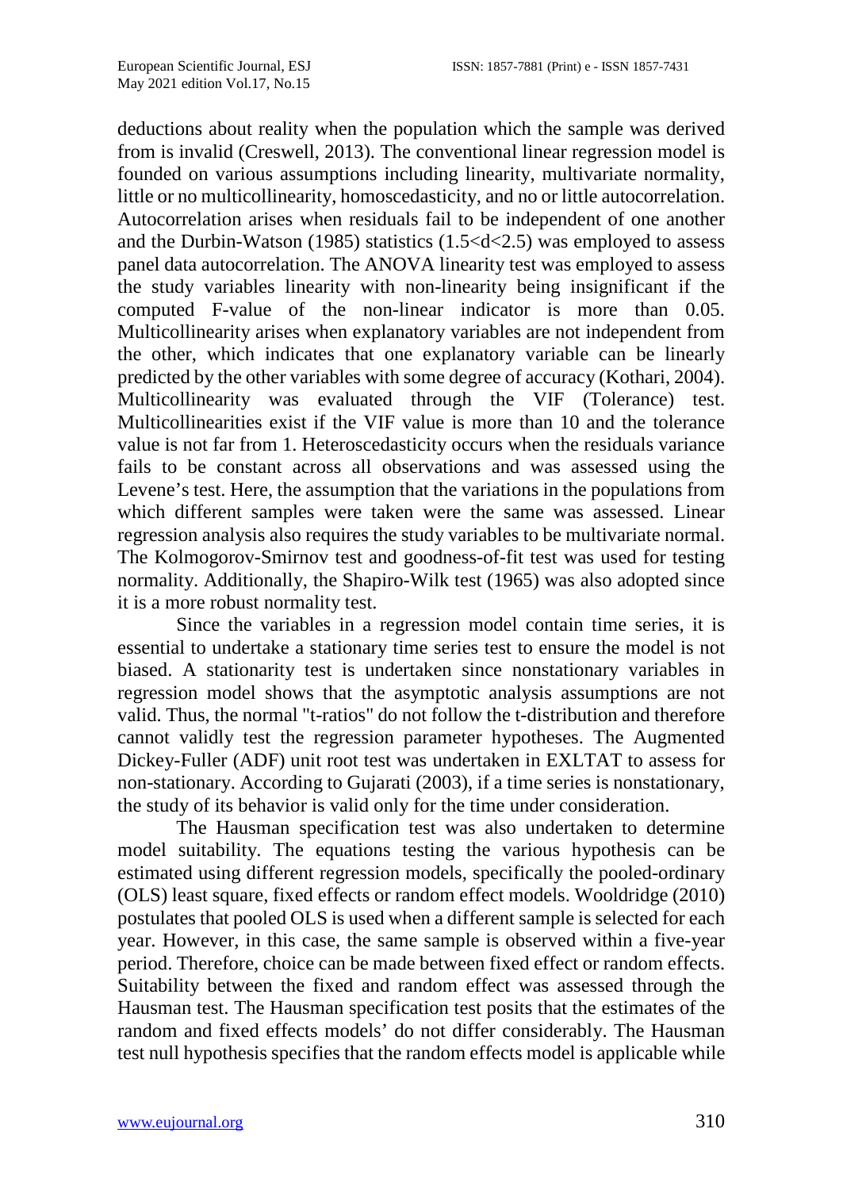deductions about reality when the population which the sample was derived from is invalid (Creswell, 2013). The conventional linear regression model is founded on various assumptions including linearity, multivariate normality, little or no multicollinearity, homoscedasticity, and no or little autocorrelation. Autocorrelation arises when residuals fail to be independent of one another and the Durbin-Watson (1985) statistics ($1.5<d<2.5$) was employed to assess panel data autocorrelation. The ANOVA linearity test was employed to assess the study variables linearity with non-linearity being insignificant if the computed F-value of the non-linear indicator is more than 0.05. Multicollinearity arises when explanatory variables are not independent from the other, which indicates that one explanatory variable can be linearly predicted by the other variables with some degree of accuracy (Kothari, 2004). Multicollinearity was evaluated through the VIF (Tolerance) test. Multicollinearities exist if the VIF value is more than 10 and the tolerance value is not far from 1. Heteroscedasticity occurs when the residuals variance fails to be constant across all observations and was assessed using the Levene's test. Here, the assumption that the variations in the populations from which different samples were taken were the same was assessed. Linear regression analysis also requires the study variables to be multivariate normal. The Kolmogorov-Smirnov test and goodness-of-fit test was used for testing normality. Additionally, the Shapiro-Wilk test (1965) was also adopted since it is a more robust normality test.

Since the variables in a regression model contain time series, it is essential to undertake a stationary time series test to ensure the model is not biased. A stationarity test is undertaken since nonstationary variables in regression model shows that the asymptotic analysis assumptions are not valid. Thus, the normal "t-ratios" do not follow the t-distribution and therefore cannot validly test the regression parameter hypotheses. The Augmented Dickey-Fuller (ADF) unit root test was undertaken in EXLTAT to assess for non-stationary. According to Gujarati (2003), if a time series is nonstationary, the study of its behavior is valid only for the time under consideration.

The Hausman specification test was also undertaken to determine model suitability. The equations testing the various hypothesis can be estimated using different regression models, specifically the pooled-ordinary (OLS) least square, fixed effects or random effect models. Wooldridge (2010) postulates that pooled OLS is used when a different sample is selected for each year. However, in this case, the same sample is observed within a five-year period. Therefore, choice can be made between fixed effect or random effects. Suitability between the fixed and random effect was assessed through the Hausman test. The Hausman specification test posits that the estimates of the random and fixed effects models' do not differ considerably. The Hausman test null hypothesis specifies that the random effects model is applicable while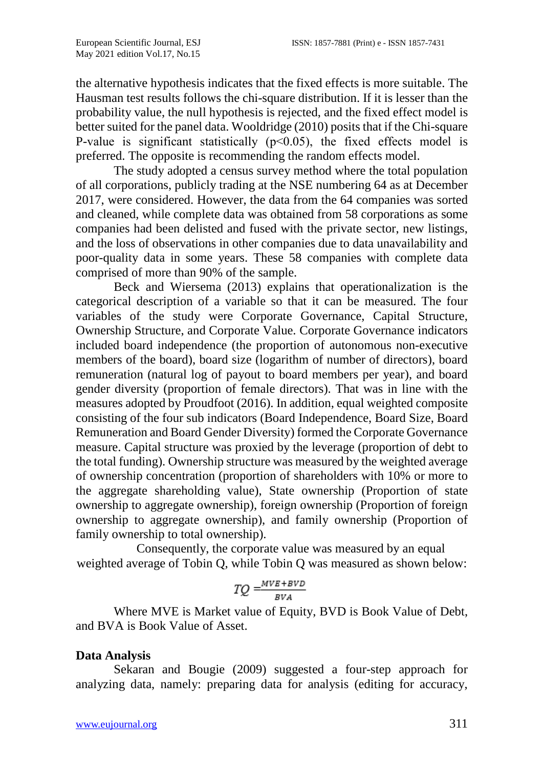the alternative hypothesis indicates that the fixed effects is more suitable. The Hausman test results follows the chi-square distribution. If it is lesser than the probability value, the null hypothesis is rejected, and the fixed effect model is better suited for the panel data. Wooldridge (2010) posits that if the Chi-square P-value is significant statistically ($p<0.05$), the fixed effects model is preferred. The opposite is recommending the random effects model.

The study adopted a census survey method where the total population of all corporations, publicly trading at the NSE numbering 64 as at December 2017, were considered. However, the data from the 64 companies was sorted and cleaned, while complete data was obtained from 58 corporations as some companies had been delisted and fused with the private sector, new listings, and the loss of observations in other companies due to data unavailability and poor-quality data in some years. These 58 companies with complete data comprised of more than 90% of the sample.

Beck and Wiersema (2013) explains that operationalization is the categorical description of a variable so that it can be measured. The four variables of the study were Corporate Governance, Capital Structure, Ownership Structure, and Corporate Value. Corporate Governance indicators included board independence (the proportion of autonomous non-executive members of the board), board size (logarithm of number of directors), board remuneration (natural log of payout to board members per year), and board gender diversity (proportion of female directors). That was in line with the measures adopted by Proudfoot (2016). In addition, equal weighted composite consisting of the four sub indicators (Board Independence, Board Size, Board Remuneration and Board Gender Diversity) formed the Corporate Governance measure. Capital structure was proxied by the leverage (proportion of debt to the total funding). Ownership structure was measured by the weighted average of ownership concentration (proportion of shareholders with 10% or more to the aggregate shareholding value), State ownership (Proportion of state ownership to aggregate ownership), foreign ownership (Proportion of foreign ownership to aggregate ownership), and family ownership (Proportion of family ownership to total ownership).

Consequently, the corporate value was measured by an equal weighted average of Tobin Q, while Tobin Q was measured as shown below:

$$TQ = \frac{MVE + BVD}{BVA}$$

Where MVE is Market value of Equity, BVD is Book Value of Debt, and BVA is Book Value of Asset.

## Data Analysis

Sekaran and Bougie (2009) suggested a four-step approach for analyzing data, namely: preparing data for analysis (editing for accuracy,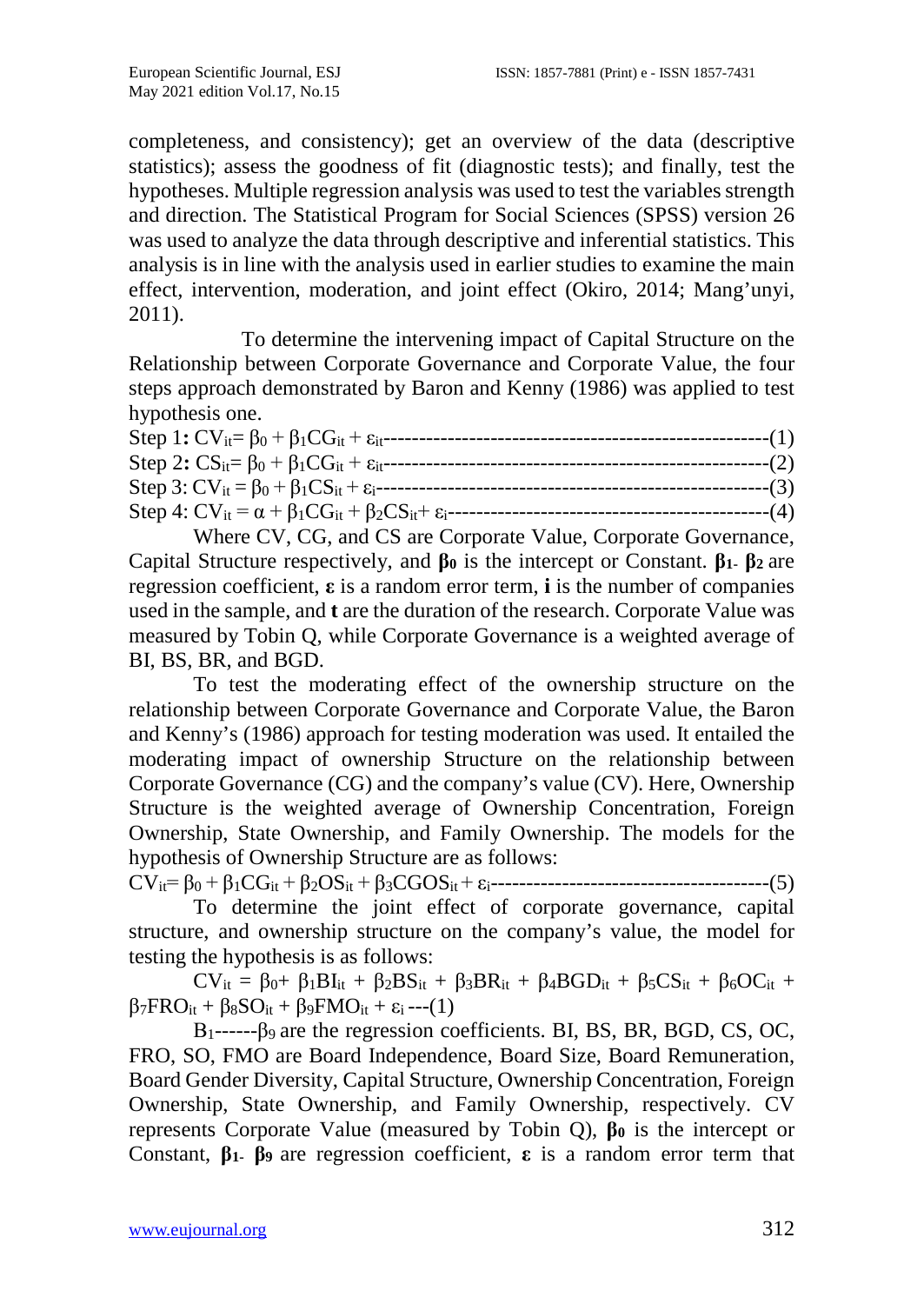completeness, and consistency); get an overview of the data (descriptive statistics); assess the goodness of fit (diagnostic tests); and finally, test the hypotheses. Multiple regression analysis was used to test the variables strength and direction. The Statistical Program for Social Sciences (SPSS) version 26 was used to analyze the data through descriptive and inferential statistics. This analysis is in line with the analysis used in earlier studies to examine the main effect, intervention, moderation, and joint effect (Okiro, 2014; Mang'unyi, 2011).

To determine the intervening impact of Capital Structure on the Relationship between Corporate Governance and Corporate Value, the four steps approach demonstrated by Baron and Kenny (1986) was applied to test hypothesis one.

Step 1: $CV_{it} = \beta_0 + \beta_1 CG_{it} + \varepsilon_{it}$ --------------------------------------------------(1)

Step 2: $CS_{it} = \beta_0 + \beta_1 CG_{it} + \varepsilon_{it}$ --------------------------------------------------(2)

Step 3: $CV_{it} = \beta_0 + \beta_1 CS_{it} + \varepsilon_i$ --------------------------------------------------(3)

Step 4: $CV_{it} = \alpha + \beta_1 CG_{it} + \beta_2 CS_{it} + \varepsilon_i$ ------------------------------------------(4)

Where CV, CG, and CS are Corporate Value, Corporate Governance, Capital Structure respectively, and $\boldsymbol{\beta_0}$ is the intercept or Constant. $\boldsymbol{\beta_1}$- $\boldsymbol{\beta_2}$ are regression coefficient, $\boldsymbol{\varepsilon}$ is a random error term, **i** is the number of companies used in the sample, and **t** are the duration of the research. Corporate Value was measured by Tobin Q, while Corporate Governance is a weighted average of BI, BS, BR, and BGD.

To test the moderating effect of the ownership structure on the relationship between Corporate Governance and Corporate Value, the Baron and Kenny's (1986) approach for testing moderation was used. It entailed the moderating impact of ownership Structure on the relationship between Corporate Governance (CG) and the company's value (CV). Here, Ownership Structure is the weighted average of Ownership Concentration, Foreign Ownership, State Ownership, and Family Ownership. The models for the hypothesis of Ownership Structure are as follows:

$CV_{it} = \beta_0 + \beta_1 CG_{it} + \beta_2 OS_{it} + \beta_3 CGOS_{it} + \varepsilon_i$ ---------------------------------------(5)

To determine the joint effect of corporate governance, capital structure, and ownership structure on the company's value, the model for testing the hypothesis is as follows:

$$CV_{it} = \beta_0 + \beta_1 BI_{it} + \beta_2 BS_{it} + \beta_3 BR_{it} + \beta_4 BGD_{it} + \beta_5 CS_{it} + \beta_6 OC_{it} + \beta_7 FRO_{it} + \beta_8 SO_{it} + \beta_9 FMO_{it} + \varepsilon_i \text{ ---(1)}$$

$B_1$------$\beta_9$ are the regression coefficients. BI, BS, BR, BGD, CS, OC, FRO, SO, FMO are Board Independence, Board Size, Board Remuneration, Board Gender Diversity, Capital Structure, Ownership Concentration, Foreign Ownership, State Ownership, and Family Ownership, respectively. CV represents Corporate Value (measured by Tobin Q), $\boldsymbol{\beta_0}$ is the intercept or Constant, $\boldsymbol{\beta_1}$- $\boldsymbol{\beta_9}$ are regression coefficient, $\boldsymbol{\varepsilon}$ is a random error term that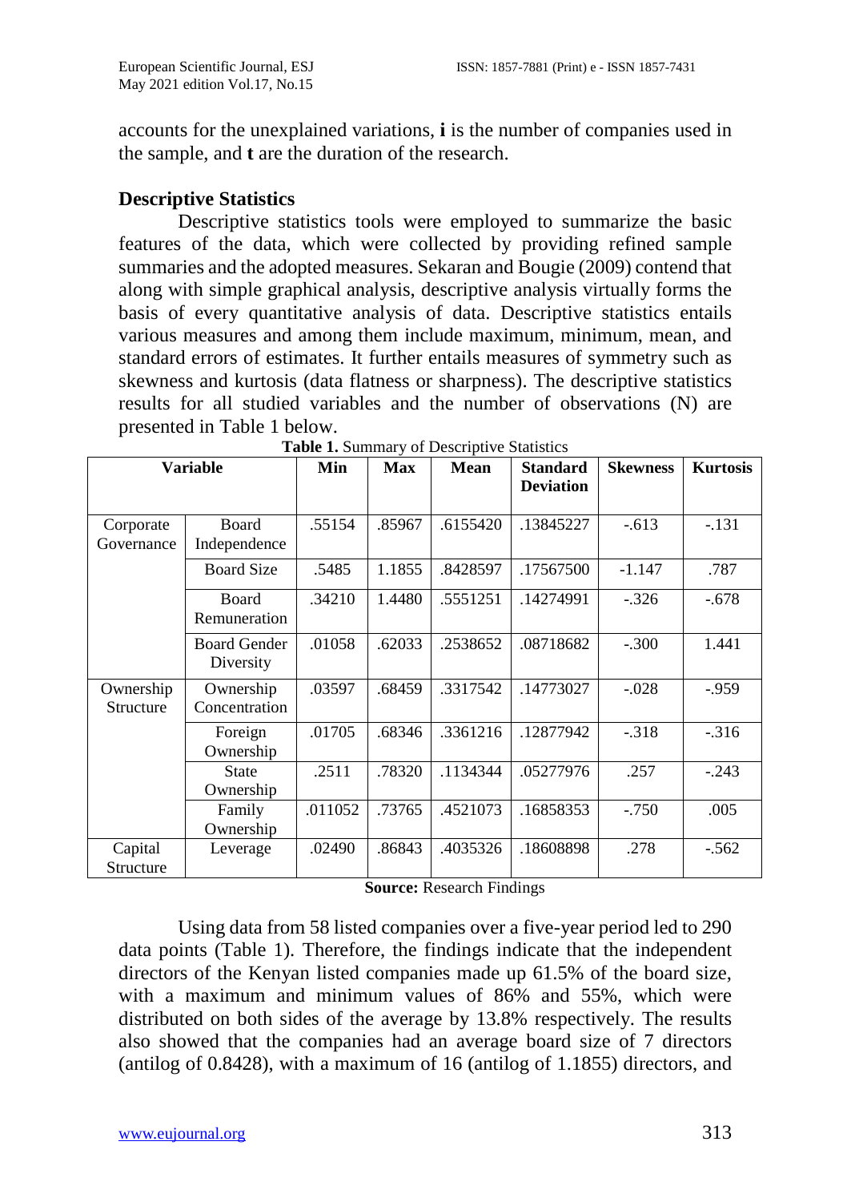accounts for the unexplained variations, **i** is the number of companies used in the sample, and **t** are the duration of the research.

### Descriptive Statistics

Descriptive statistics tools were employed to summarize the basic features of the data, which were collected by providing refined sample summaries and the adopted measures. Sekaran and Bougie (2009) contend that along with simple graphical analysis, descriptive analysis virtually forms the basis of every quantitative analysis of data. Descriptive statistics entails various measures and among them include maximum, minimum, mean, and standard errors of estimates. It further entails measures of symmetry such as skewness and kurtosis (data flatness or sharpness). The descriptive statistics results for all studied variables and the number of observations (N) are presented in Table 1 below.

**Table 1.** Summary of Descriptive Statistics

| Variable | | Min | Max | Mean | Standard Deviation | Skewness | Kurtosis |
|---|---|---|---|---|---|---|---|
| Corporate Governance | Board Independence | .55154 | .85967 | .6155420 | .13845227 | -.613 | -.131 |
| | Board Size | .5485 | 1.1855 | .8428597 | .17567500 | -1.147 | .787 |
| | Board Remuneration | .34210 | 1.4480 | .5551251 | .14274991 | -.326 | -.678 |
| | Board Gender Diversity | .01058 | .62033 | .2538652 | .08718682 | -.300 | 1.441 |
| Ownership Structure | Ownership Concentration | .03597 | .68459 | .3317542 | .14773027 | -.028 | -.959 |
| | Foreign Ownership | .01705 | .68346 | .3361216 | .12877942 | -.318 | -.316 |
| | State Ownership | .2511 | .78320 | .1134344 | .05277976 | .257 | -.243 |
| | Family Ownership | .011052 | .73765 | .4521073 | .16858353 | -.750 | .005 |
| Capital Structure | Leverage | .02490 | .86843 | .4035326 | .18608898 | .278 | -.562 |

**Source:** Research Findings

Using data from 58 listed companies over a five-year period led to 290 data points (Table 1). Therefore, the findings indicate that the independent directors of the Kenyan listed companies made up 61.5% of the board size, with a maximum and minimum values of 86% and 55%, which were distributed on both sides of the average by 13.8% respectively. The results also showed that the companies had an average board size of 7 directors (antilog of 0.8428), with a maximum of 16 (antilog of 1.1855) directors, and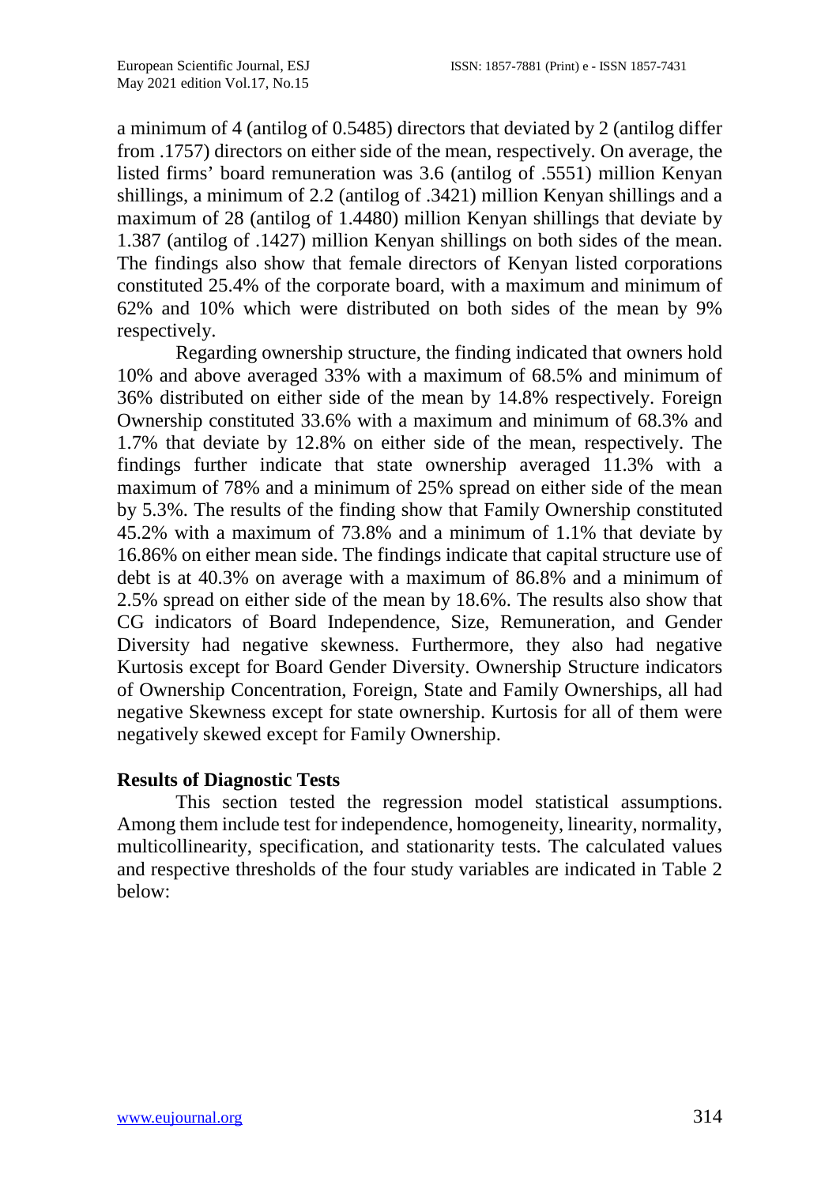a minimum of 4 (antilog of 0.5485) directors that deviated by 2 (antilog differ from .1757) directors on either side of the mean, respectively. On average, the listed firms' board remuneration was 3.6 (antilog of .5551) million Kenyan shillings, a minimum of 2.2 (antilog of .3421) million Kenyan shillings and a maximum of 28 (antilog of 1.4480) million Kenyan shillings that deviate by 1.387 (antilog of .1427) million Kenyan shillings on both sides of the mean. The findings also show that female directors of Kenyan listed corporations constituted 25.4% of the corporate board, with a maximum and minimum of 62% and 10% which were distributed on both sides of the mean by 9% respectively.

Regarding ownership structure, the finding indicated that owners hold 10% and above averaged 33% with a maximum of 68.5% and minimum of 36% distributed on either side of the mean by 14.8% respectively. Foreign Ownership constituted 33.6% with a maximum and minimum of 68.3% and 1.7% that deviate by 12.8% on either side of the mean, respectively. The findings further indicate that state ownership averaged 11.3% with a maximum of 78% and a minimum of 25% spread on either side of the mean by 5.3%. The results of the finding show that Family Ownership constituted 45.2% with a maximum of 73.8% and a minimum of 1.1% that deviate by 16.86% on either mean side. The findings indicate that capital structure use of debt is at 40.3% on average with a maximum of 86.8% and a minimum of 2.5% spread on either side of the mean by 18.6%. The results also show that CG indicators of Board Independence, Size, Remuneration, and Gender Diversity had negative skewness. Furthermore, they also had negative Kurtosis except for Board Gender Diversity. Ownership Structure indicators of Ownership Concentration, Foreign, State and Family Ownerships, all had negative Skewness except for state ownership. Kurtosis for all of them were negatively skewed except for Family Ownership.

## Results of Diagnostic Tests

This section tested the regression model statistical assumptions. Among them include test for independence, homogeneity, linearity, normality, multicollinearity, specification, and stationarity tests. The calculated values and respective thresholds of the four study variables are indicated in Table 2 below: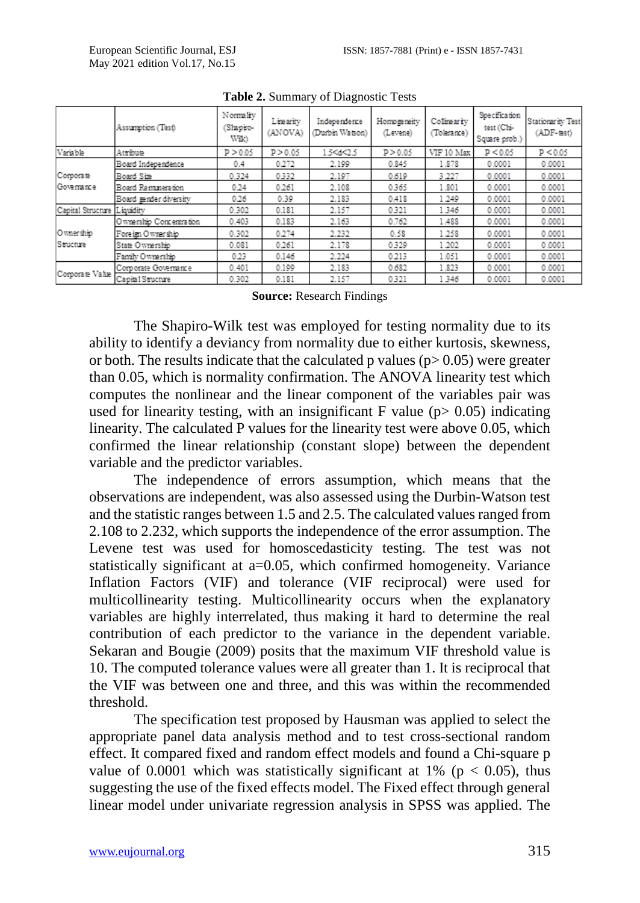**Table 2.** Summary of Diagnostic Tests

| | Assumption (Test) | Normality (Shapiro-Wilk) | Linearity (ANOVA) | Independence (Durbin Watson) | Homogeneity (Levene) | Collinearity (Tolerance) | Specification test (Chi-Square prob.) | Stationarity Test (ADF-test) |
|---|---|---|---|---|---|---|---|---|
| Variable | Attribute | P > 0.05 | P > 0.05 | 1.5<d<2.5 | P > 0.05 | VIF 10 Max | P < 0.05 | P < 0.05 |
| Corporate Governance | Board Independence | 0.4 | 0.272 | 2.199 | 0.845 | 1.878 | 0.0001 | 0.0001 |
| | Board Size | 0.324 | 0.332 | 2.197 | 0.619 | 3.227 | 0.0001 | 0.0001 |
| | Board Remuneration | 0.24 | 0.261 | 2.108 | 0.365 | 1.801 | 0.0001 | 0.0001 |
| | Board gender diversity | 0.26 | 0.39 | 2.183 | 0.418 | 1.249 | 0.0001 | 0.0001 |
| Capital Structure | Liquidity | 0.302 | 0.181 | 2.157 | 0.321 | 1.346 | 0.0001 | 0.0001 |
| Ownership Structure | Ownership Concentration | 0.403 | 0.183 | 2.163 | 0.762 | 1.488 | 0.0001 | 0.0001 |
| | Foreign Ownership | 0.302 | 0.274 | 2.232 | 0.58 | 1.258 | 0.0001 | 0.0001 |
| | State Ownership | 0.081 | 0.261 | 2.178 | 0.329 | 1.202 | 0.0001 | 0.0001 |
| | Family Ownership | 0.23 | 0.146 | 2.224 | 0.213 | 1.051 | 0.0001 | 0.0001 |
| Corporate Value | Corporate Governance | 0.401 | 0.199 | 2.183 | 0.682 | 1.823 | 0.0001 | 0.0001 |
| | Capital Structure | 0.302 | 0.181 | 2.157 | 0.321 | 1.346 | 0.0001 | 0.0001 |

**Source:** Research Findings

The Shapiro-Wilk test was employed for testing normality due to its ability to identify a deviancy from normality due to either kurtosis, skewness, or both. The results indicate that the calculated p values ($p > 0.05$) were greater than 0.05, which is normality confirmation. The ANOVA linearity test which computes the nonlinear and the linear component of the variables pair was used for linearity testing, with an insignificant F value ($p > 0.05$) indicating linearity. The calculated P values for the linearity test were above 0.05, which confirmed the linear relationship (constant slope) between the dependent variable and the predictor variables.

The independence of errors assumption, which means that the observations are independent, was also assessed using the Durbin-Watson test and the statistic ranges between 1.5 and 2.5. The calculated values ranged from 2.108 to 2.232, which supports the independence of the error assumption. The Levene test was used for homoscedasticity testing. The test was not statistically significant at a=0.05, which confirmed homogeneity. Variance Inflation Factors (VIF) and tolerance (VIF reciprocal) were used for multicollinearity testing. Multicollinearity occurs when the explanatory variables are highly interrelated, thus making it hard to determine the real contribution of each predictor to the variance in the dependent variable. Sekaran and Bougie (2009) posits that the maximum VIF threshold value is 10. The computed tolerance values were all greater than 1. It is reciprocal that the VIF was between one and three, and this was within the recommended threshold.

The specification test proposed by Hausman was applied to select the appropriate panel data analysis method and to test cross-sectional random effect. It compared fixed and random effect models and found a Chi-square p value of 0.0001 which was statistically significant at 1% ($p < 0.05$), thus suggesting the use of the fixed effects model. The Fixed effect through general linear model under univariate regression analysis in SPSS was applied. The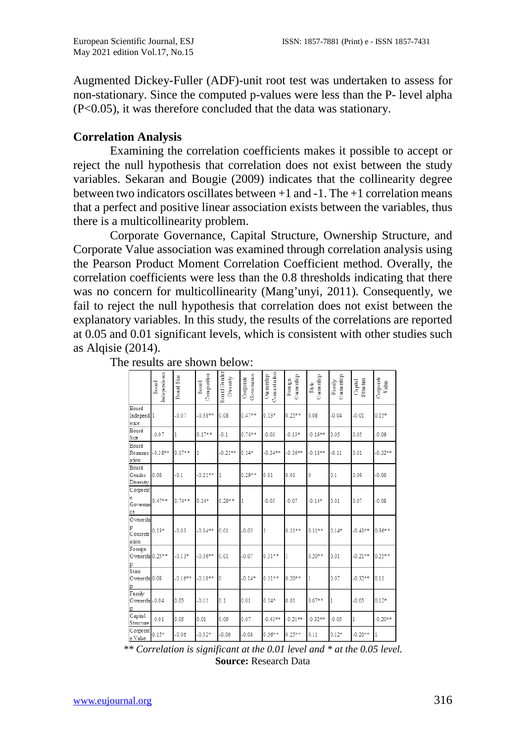Augmented Dickey-Fuller (ADF)-unit root test was undertaken to assess for non-stationary. Since the computed p-values were less than the P- level alpha ($P<0.05$), it was therefore concluded that the data was stationary.

### Correlation Analysis

Examining the correlation coefficients makes it possible to accept or reject the null hypothesis that correlation does not exist between the study variables. Sekaran and Bougie (2009) indicates that the collinearity degree between two indicators oscillates between +1 and -1. The +1 correlation means that a perfect and positive linear association exists between the variables, thus there is a multicollinearity problem.

Corporate Governance, Capital Structure, Ownership Structure, and Corporate Value association was examined through correlation analysis using the Pearson Product Moment Correlation Coefficient method. Overally, the correlation coefficients were less than the 0.8 thresholds indicating that there was no concern for multicollinearity (Mang'unyi, 2011). Consequently, we fail to reject the null hypothesis that correlation does not exist between the explanatory variables. In this study, the results of the correlations are reported at 0.05 and 0.01 significant levels, which is consistent with other studies such as Alqisie (2014).

The results are shown below:

| | Board Independence | Board Size | Board Composition | Board Gender Diversity | Corporate Governance | Ownership Concentration | Foreign Ownership | State Ownership | Family Ownership | Capital Structure | Corporate Value |
|---|---|---|---|---|---|---|---|---|---|---|---|
| Board Independence | 1 | -0.07 | -0.38** | 0.08 | 0.47** | 0.13* | 0.25** | 0.08 | -0.04 | -0.01 | 0.15* |
| Board Size | -0.07 | 1 | 0.17** | -0.1 | 0.74** | -0.03 | -0.13* | -0.16** | 0.05 | 0.05 | -0.06 |
| Board Remuneration | -0.38** | 0.17** | 1 | -0.21** | 0.14* | -0.34** | -0.36** | -0.18** | -0.11 | 0.01 | -0.32** |
| Board Gender Diversity | 0.08 | -0.1 | -0.21** | 1 | 0.29** | 0.01 | 0.01 | 0 | 0.1 | 0.09 | -0.06 |
| Corporate Governance | 0.47** | 0.74** | 0.14* | 0.29** | 1 | -0.05 | -0.07 | -0.14* | 0.01 | 0.07 | -0.08 |
| Ownership Concentration | 0.13* | -0.03 | -0.34** | 0.01 | -0.05 | 1 | 0.31** | 0.31** | 0.14* | -0.43** | 0.36** |
| Foreign Ownership | 0.25** | -0.13* | -0.36** | 0.01 | -0.07 | 0.31** | 1 | 0.20** | 0.01 | -0.21** | 0.25** |
| State Ownership | 0.08 | -0.16** | -0.18** | 0 | -0.14* | 0.31** | 0.20** | 1 | 0.07 | -0.32** | 0.11 |
| Family Ownership | -0.04 | 0.05 | -0.11 | 0.1 | 0.01 | 0.14* | 0.01 | 0.07** | 1 | -0.05 | 0.12* |
| Capital Structure | -0.01 | 0.05 | 0.01 | 0.09 | 0.07 | -0.43** | -0.21** | -0.32** | -0.05 | 1 | -0.20** |
| Corporate Value | 0.15* | -0.06 | -0.32* | -0.06 | -0.08 | 0.36** | 0.25** | 0.11 | 0.12* | -0.20** | 1 |

*\*\* Correlation is significant at the 0.01 level and \* at the 0.05 level.*

**Source:** Research Data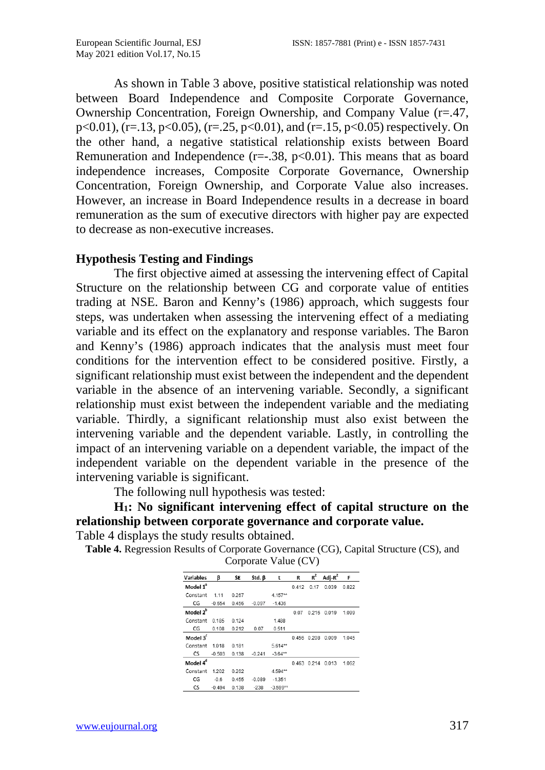As shown in Table 3 above, positive statistical relationship was noted between Board Independence and Composite Corporate Governance, Ownership Concentration, Foreign Ownership, and Company Value (r=.47, p<0.01), (r=.13, p<0.05), (r=.25, p<0.01), and (r=.15, p<0.05) respectively. On the other hand, a negative statistical relationship exists between Board Remuneration and Independence (r=-.38, p<0.01). This means that as board independence increases, Composite Corporate Governance, Ownership Concentration, Foreign Ownership, and Corporate Value also increases. However, an increase in Board Independence results in a decrease in board remuneration as the sum of executive directors with higher pay are expected to decrease as non-executive increases.

## Hypothesis Testing and Findings

The first objective aimed at assessing the intervening effect of Capital Structure on the relationship between CG and corporate value of entities trading at NSE. Baron and Kenny's (1986) approach, which suggests four steps, was undertaken when assessing the intervening effect of a mediating variable and its effect on the explanatory and response variables. The Baron and Kenny's (1986) approach indicates that the analysis must meet four conditions for the intervention effect to be considered positive. Firstly, a significant relationship must exist between the independent and the dependent variable in the absence of an intervening variable. Secondly, a significant relationship must exist between the independent variable and the mediating variable. Thirdly, a significant relationship must also exist between the intervening variable and the dependent variable. Lastly, in controlling the impact of an intervening variable on a dependent variable, the impact of the independent variable on the dependent variable in the presence of the intervening variable is significant.

The following null hypothesis was tested:

**$H_1$: No significant intervening effect of capital structure on the relationship between corporate governance and corporate value.**

Table 4 displays the study results obtained.

**Table 4.** Regression Results of Corporate Governance (CG), Capital Structure (CS), and Corporate Value (CV)

| Variables | β | SE | Std. β | t | R | $R^2$ | Adj-$R^2$ | F |
|---|---|---|---|---|---|---|---|---|
| **Model 1[a]** | | | | | 0.412 | 0.17 | 0.039 | 0.822 |
| Constant | 1.11 | 0.267 | | 4.157** | | | | |
| CG | -0.654 | 0.456 | -0.097 | -1.436 | | | | |
| **Model 2[b]** | | | | | 0.07 | 0.216 | 0.019 | 1.099 |
| Constant | 0.185 | 0.124 | | 1.488 | | | | |
| CG | 0.108 | 0.212 | 0.07 | 0.511 | | | | |
| **Model 3[c]** | | | | | 0.456 | 0.208 | 0.009 | 1.045 |
| Constant | 1.018 | 0.181 | | 5.614** | | | | |
| CS | -0.503 | 0.138 | -0.241 | -3.64** | | | | |
| **Model 4[d]** | | | | | 0.463 | 0.214 | 0.013 | 1.062 |
| Constant | 1.202 | 0.262 | | 4.594** | | | | |
| CG | -0.6 | 0.455 | -0.089 | -1.351 | | | | |
| CS | -0.494 | 0.138 | -238 | -3.599** | | | | |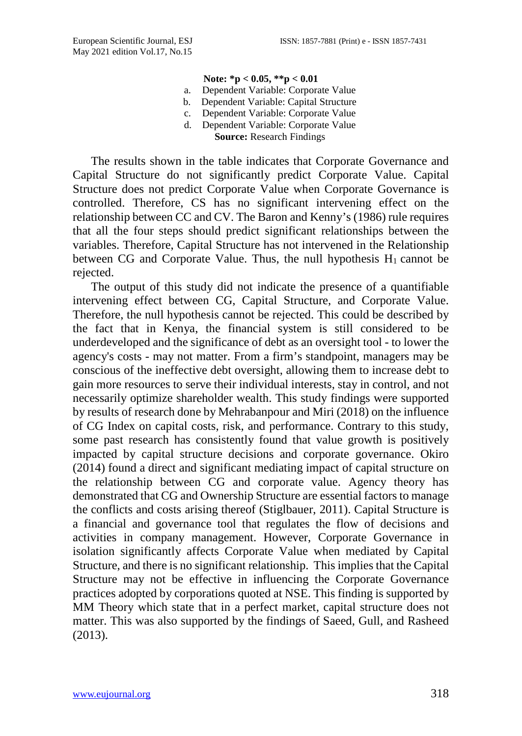**Note: $^{*}p < 0.05$, $^{**}p < 0.01$**

a. Dependent Variable: Corporate Value
b. Dependent Variable: Capital Structure
c. Dependent Variable: Corporate Value
d. Dependent Variable: Corporate Value

**Source:** Research Findings

The results shown in the table indicates that Corporate Governance and Capital Structure do not significantly predict Corporate Value. Capital Structure does not predict Corporate Value when Corporate Governance is controlled. Therefore, CS has no significant intervening effect on the relationship between CC and CV. The Baron and Kenny's (1986) rule requires that all the four steps should predict significant relationships between the variables. Therefore, Capital Structure has not intervened in the Relationship between CG and Corporate Value. Thus, the null hypothesis $H_1$ cannot be rejected.

The output of this study did not indicate the presence of a quantifiable intervening effect between CG, Capital Structure, and Corporate Value. Therefore, the null hypothesis cannot be rejected. This could be described by the fact that in Kenya, the financial system is still considered to be underdeveloped and the significance of debt as an oversight tool - to lower the agency's costs - may not matter. From a firm's standpoint, managers may be conscious of the ineffective debt oversight, allowing them to increase debt to gain more resources to serve their individual interests, stay in control, and not necessarily optimize shareholder wealth. This study findings were supported by results of research done by Mehrabanpour and Miri (2018) on the influence of CG Index on capital costs, risk, and performance. Contrary to this study, some past research has consistently found that value growth is positively impacted by capital structure decisions and corporate governance. Okiro (2014) found a direct and significant mediating impact of capital structure on the relationship between CG and corporate value. Agency theory has demonstrated that CG and Ownership Structure are essential factors to manage the conflicts and costs arising thereof (Stiglbauer, 2011). Capital Structure is a financial and governance tool that regulates the flow of decisions and activities in company management. However, Corporate Governance in isolation significantly affects Corporate Value when mediated by Capital Structure, and there is no significant relationship. This implies that the Capital Structure may not be effective in influencing the Corporate Governance practices adopted by corporations quoted at NSE. This finding is supported by MM Theory which state that in a perfect market, capital structure does not matter. This was also supported by the findings of Saeed, Gull, and Rasheed (2013).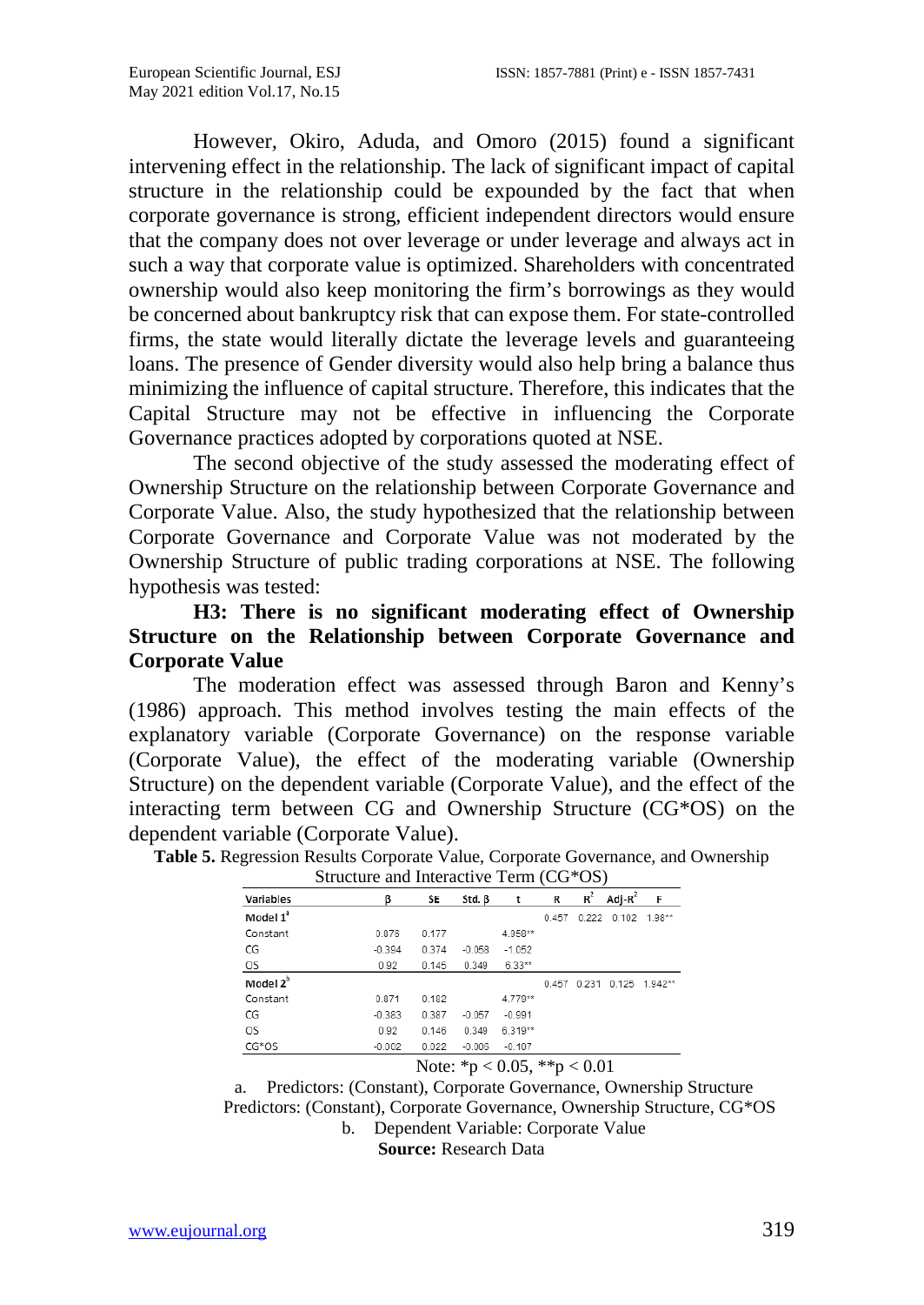However, Okiro, Aduda, and Omoro (2015) found a significant intervening effect in the relationship. The lack of significant impact of capital structure in the relationship could be expounded by the fact that when corporate governance is strong, efficient independent directors would ensure that the company does not over leverage or under leverage and always act in such a way that corporate value is optimized. Shareholders with concentrated ownership would also keep monitoring the firm's borrowings as they would be concerned about bankruptcy risk that can expose them. For state-controlled firms, the state would literally dictate the leverage levels and guaranteeing loans. The presence of Gender diversity would also help bring a balance thus minimizing the influence of capital structure. Therefore, this indicates that the Capital Structure may not be effective in influencing the Corporate Governance practices adopted by corporations quoted at NSE.

The second objective of the study assessed the moderating effect of Ownership Structure on the relationship between Corporate Governance and Corporate Value. Also, the study hypothesized that the relationship between Corporate Governance and Corporate Value was not moderated by the Ownership Structure of public trading corporations at NSE. The following hypothesis was tested:

**H3: There is no significant moderating effect of Ownership Structure on the Relationship between Corporate Governance and Corporate Value**

The moderation effect was assessed through Baron and Kenny's (1986) approach. This method involves testing the main effects of the explanatory variable (Corporate Governance) on the response variable (Corporate Value), the effect of the moderating variable (Ownership Structure) on the dependent variable (Corporate Value), and the effect of the interacting term between CG and Ownership Structure (CG*OS) on the dependent variable (Corporate Value).

**Table 5.** Regression Results Corporate Value, Corporate Governance, and Ownership Structure and Interactive Term (CG*OS)

| Variables | β | SE | Std. β | t | R | $R^2$ | Adj-$R^2$ | F |
|---|---|---|---|---|---|---|---|---|
| **Model 1**[a] | | | | | 0.457 | 0.222 | 0.102 | 1.98** |
| Constant | 0.878 | 0.177 | | 4.958** | | | | |
| CG | -0.394 | 0.374 | -0.058 | -1.052 | | | | |
| OS | 0.92 | 0.145 | 0.349 | 6.33** | | | | |
| **Model 2**[b] | | | | | 0.457 | 0.231 | 0.125 | 1.942** |
| Constant | 0.871 | 0.182 | | 4.779** | | | | |
| CG | -0.383 | 0.387 | -0.057 | -0.991 | | | | |
| OS | 0.92 | 0.146 | 0.349 | 6.319** | | | | |
| CG*OS | -0.002 | 0.022 | -0.006 | -0.107 | | | | |

Note: $*p < 0.05$, $**p < 0.01$

a. Predictors: (Constant), Corporate Governance, Ownership Structure
Predictors: (Constant), Corporate Governance, Ownership Structure, CG*OS

b. Dependent Variable: Corporate Value

**Source:** Research Data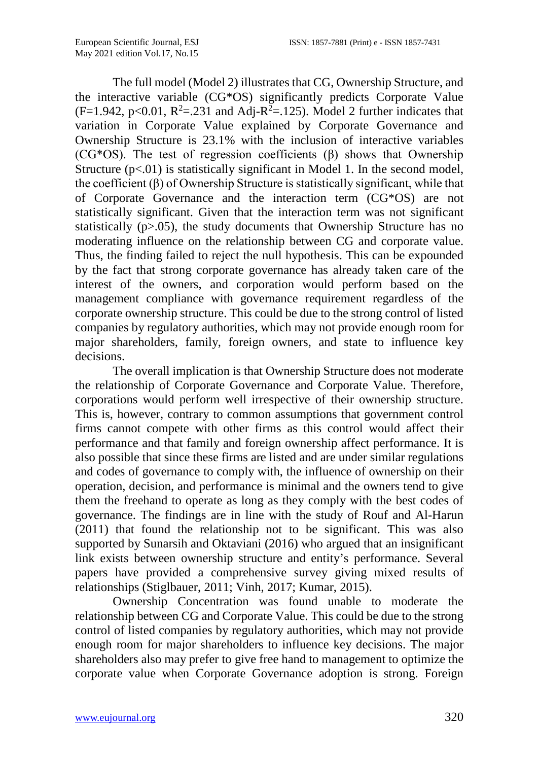The full model (Model 2) illustrates that CG, Ownership Structure, and the interactive variable (CG*OS) significantly predicts Corporate Value ($F=1.942$, $p<0.01$, $R^2=.231$ and Adj-$R^2=.125$). Model 2 further indicates that variation in Corporate Value explained by Corporate Governance and Ownership Structure is 23.1% with the inclusion of interactive variables (CG*OS). The test of regression coefficients (β) shows that Ownership Structure ($p<.01$) is statistically significant in Model 1. In the second model, the coefficient (β) of Ownership Structure is statistically significant, while that of Corporate Governance and the interaction term (CG*OS) are not statistically significant. Given that the interaction term was not significant statistically ($p>.05$), the study documents that Ownership Structure has no moderating influence on the relationship between CG and corporate value. Thus, the finding failed to reject the null hypothesis. This can be expounded by the fact that strong corporate governance has already taken care of the interest of the owners, and corporation would perform based on the management compliance with governance requirement regardless of the corporate ownership structure. This could be due to the strong control of listed companies by regulatory authorities, which may not provide enough room for major shareholders, family, foreign owners, and state to influence key decisions.

The overall implication is that Ownership Structure does not moderate the relationship of Corporate Governance and Corporate Value. Therefore, corporations would perform well irrespective of their ownership structure. This is, however, contrary to common assumptions that government control firms cannot compete with other firms as this control would affect their performance and that family and foreign ownership affect performance. It is also possible that since these firms are listed and are under similar regulations and codes of governance to comply with, the influence of ownership on their operation, decision, and performance is minimal and the owners tend to give them the freehand to operate as long as they comply with the best codes of governance. The findings are in line with the study of Rouf and Al-Harun (2011) that found the relationship not to be significant. This was also supported by Sunarsih and Oktaviani (2016) who argued that an insignificant link exists between ownership structure and entity's performance. Several papers have provided a comprehensive survey giving mixed results of relationships (Stiglbauer, 2011; Vinh, 2017; Kumar, 2015).

Ownership Concentration was found unable to moderate the relationship between CG and Corporate Value. This could be due to the strong control of listed companies by regulatory authorities, which may not provide enough room for major shareholders to influence key decisions. The major shareholders also may prefer to give free hand to management to optimize the corporate value when Corporate Governance adoption is strong. Foreign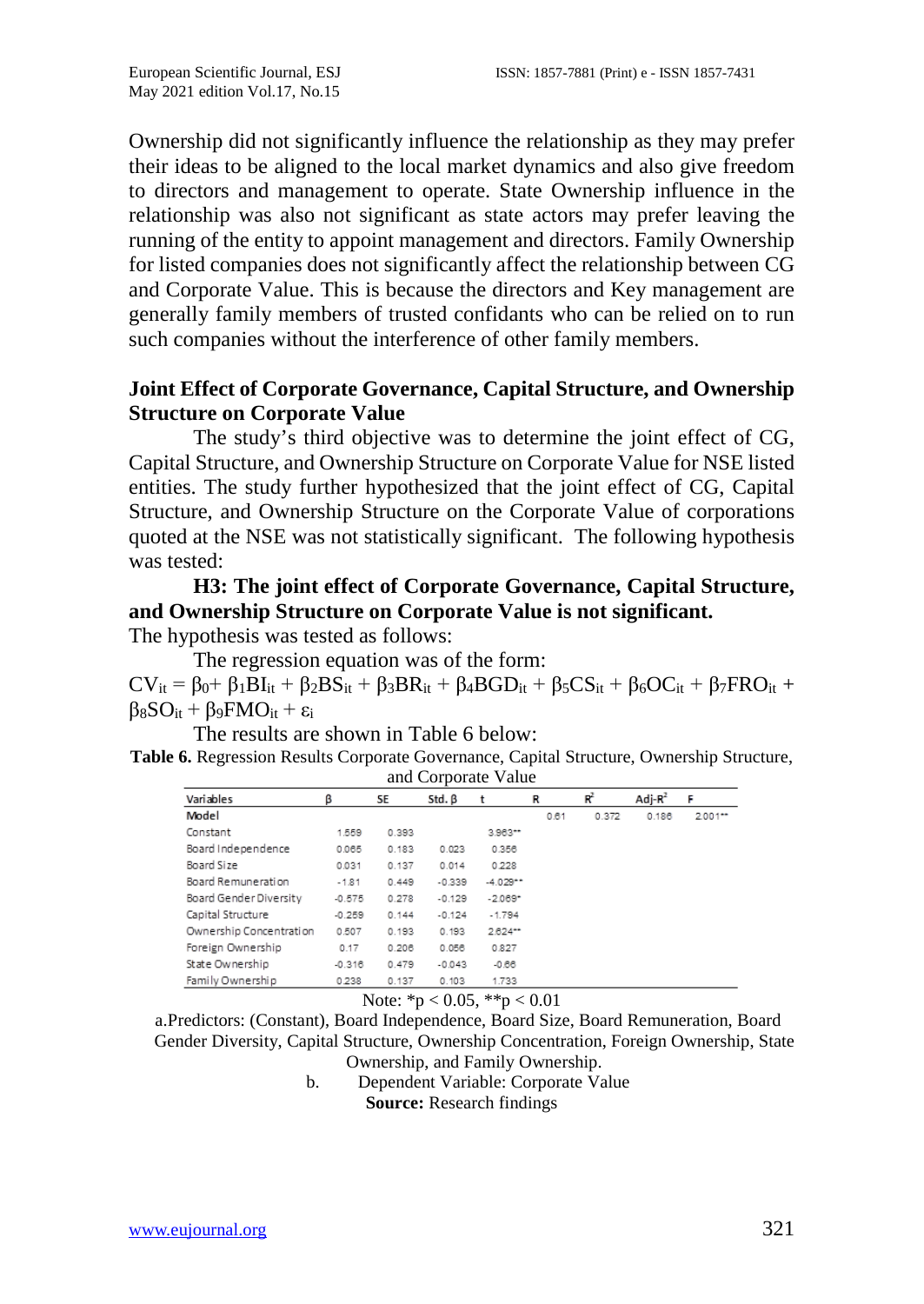Ownership did not significantly influence the relationship as they may prefer their ideas to be aligned to the local market dynamics and also give freedom to directors and management to operate. State Ownership influence in the relationship was also not significant as state actors may prefer leaving the running of the entity to appoint management and directors. Family Ownership for listed companies does not significantly affect the relationship between CG and Corporate Value. This is because the directors and Key management are generally family members of trusted confidants who can be relied on to run such companies without the interference of other family members.

## Joint Effect of Corporate Governance, Capital Structure, and Ownership Structure on Corporate Value

The study's third objective was to determine the joint effect of CG, Capital Structure, and Ownership Structure on Corporate Value for NSE listed entities. The study further hypothesized that the joint effect of CG, Capital Structure, and Ownership Structure on the Corporate Value of corporations quoted at the NSE was not statistically significant. The following hypothesis was tested:

**H3: The joint effect of Corporate Governance, Capital Structure, and Ownership Structure on Corporate Value is not significant.**

The hypothesis was tested as follows:

The regression equation was of the form:

$$CV_{it} = \beta_0 + \beta_1 BI_{it} + \beta_2 BS_{it} + \beta_3 BR_{it} + \beta_4 BGD_{it} + \beta_5 CS_{it} + \beta_6 OC_{it} + \beta_7 FRO_{it} + \beta_8 SO_{it} + \beta_9 FMO_{it} + \varepsilon_i$$

The results are shown in Table 6 below:

**Table 6.** Regression Results Corporate Governance, Capital Structure, Ownership Structure, and Corporate Value

| Variables | β | SE | Std. β | t | R | $R^2$ | Adj-$R^2$ | F |
|---|---|---|---|---|---|---|---|---|
| Model | | | | | 0.61 | 0.372 | 0.186 | 2.001** |
| Constant | 1.559 | 0.393 | | 3.963** | | | | |
| Board Independence | 0.065 | 0.183 | 0.023 | 0.356 | | | | |
| Board Size | 0.031 | 0.137 | 0.014 | 0.228 | | | | |
| Board Remuneration | -1.81 | 0.449 | -0.339 | -4.029** | | | | |
| Board Gender Diversity | -0.575 | 0.278 | -0.129 | -2.069* | | | | |
| Capital Structure | -0.259 | 0.144 | -0.124 | -1.794 | | | | |
| Ownership Concentration | 0.507 | 0.193 | 0.193 | 2.624** | | | | |
| Foreign Ownership | 0.17 | 0.206 | 0.056 | 0.827 | | | | |
| State Ownership | -0.316 | 0.479 | -0.043 | -0.66 | | | | |
| Family Ownership | 0.238 | 0.137 | 0.103 | 1.733 | | | | |

Note: $^*p < 0.05$, $^{**}p < 0.01$

a. Predictors: (Constant), Board Independence, Board Size, Board Remuneration, Board Gender Diversity, Capital Structure, Ownership Concentration, Foreign Ownership, State Ownership, and Family Ownership.

b. Dependent Variable: Corporate Value

**Source:** Research findings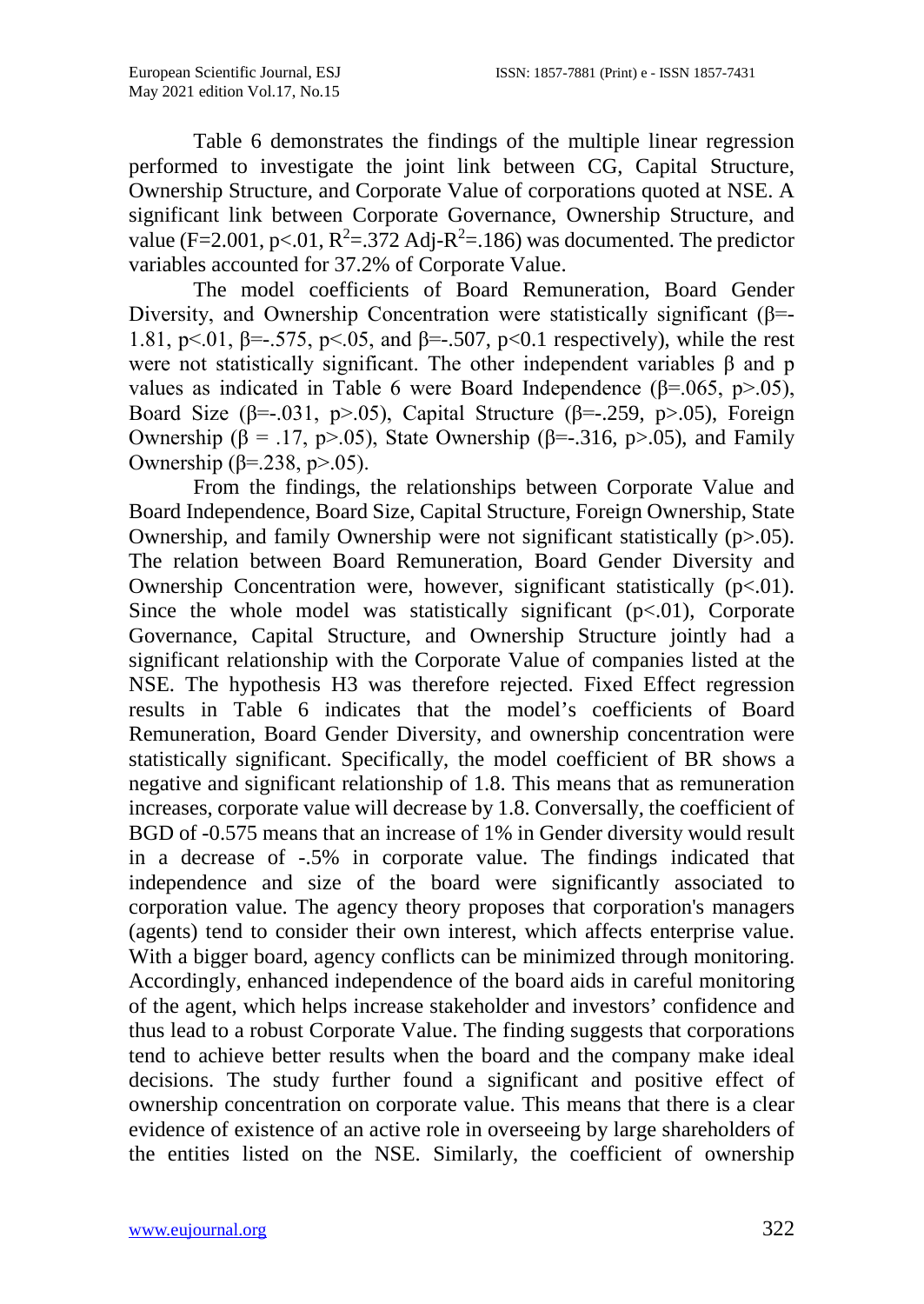Table 6 demonstrates the findings of the multiple linear regression performed to investigate the joint link between CG, Capital Structure, Ownership Structure, and Corporate Value of corporations quoted at NSE. A significant link between Corporate Governance, Ownership Structure, and value ($F=2.001$, $p<.01$, $R^2=.372$ Adj-$R^2=.186$) was documented. The predictor variables accounted for 37.2% of Corporate Value.

The model coefficients of Board Remuneration, Board Gender Diversity, and Ownership Concentration were statistically significant ($\beta=-1.81$, $p<.01$, $\beta=-.575$, $p<.05$, and $\beta=-.507$, $p<0.1$ respectively), while the rest were not statistically significant. The other independent variables β and p values as indicated in Table 6 were Board Independence ($\beta=.065$, $p>.05$), Board Size ($\beta=-.031$, $p>.05$), Capital Structure ($\beta=-.259$, $p>.05$), Foreign Ownership ($\beta = .17$, $p>.05$), State Ownership ($\beta=-.316$, $p>.05$), and Family Ownership ($\beta=.238$, $p>.05$).

From the findings, the relationships between Corporate Value and Board Independence, Board Size, Capital Structure, Foreign Ownership, State Ownership, and family Ownership were not significant statistically ($p>.05$). The relation between Board Remuneration, Board Gender Diversity and Ownership Concentration were, however, significant statistically ($p<.01$). Since the whole model was statistically significant ($p<.01$), Corporate Governance, Capital Structure, and Ownership Structure jointly had a significant relationship with the Corporate Value of companies listed at the NSE. The hypothesis H3 was therefore rejected. Fixed Effect regression results in Table 6 indicates that the model's coefficients of Board Remuneration, Board Gender Diversity, and ownership concentration were statistically significant. Specifically, the model coefficient of BR shows a negative and significant relationship of 1.8. This means that as remuneration increases, corporate value will decrease by 1.8. Conversally, the coefficient of BGD of -0.575 means that an increase of 1% in Gender diversity would result in a decrease of -.5% in corporate value. The findings indicated that independence and size of the board were significantly associated to corporation value. The agency theory proposes that corporation's managers (agents) tend to consider their own interest, which affects enterprise value. With a bigger board, agency conflicts can be minimized through monitoring. Accordingly, enhanced independence of the board aids in careful monitoring of the agent, which helps increase stakeholder and investors' confidence and thus lead to a robust Corporate Value. The finding suggests that corporations tend to achieve better results when the board and the company make ideal decisions. The study further found a significant and positive effect of ownership concentration on corporate value. This means that there is a clear evidence of existence of an active role in overseeing by large shareholders of the entities listed on the NSE. Similarly, the coefficient of ownership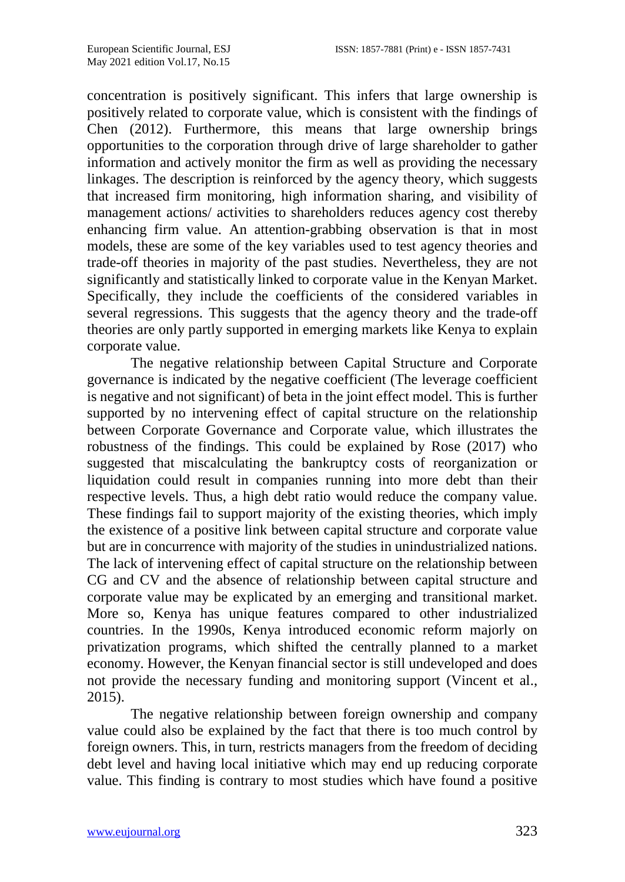concentration is positively significant. This infers that large ownership is positively related to corporate value, which is consistent with the findings of Chen (2012). Furthermore, this means that large ownership brings opportunities to the corporation through drive of large shareholder to gather information and actively monitor the firm as well as providing the necessary linkages. The description is reinforced by the agency theory, which suggests that increased firm monitoring, high information sharing, and visibility of management actions/ activities to shareholders reduces agency cost thereby enhancing firm value. An attention-grabbing observation is that in most models, these are some of the key variables used to test agency theories and trade-off theories in majority of the past studies. Nevertheless, they are not significantly and statistically linked to corporate value in the Kenyan Market. Specifically, they include the coefficients of the considered variables in several regressions. This suggests that the agency theory and the trade-off theories are only partly supported in emerging markets like Kenya to explain corporate value.

The negative relationship between Capital Structure and Corporate governance is indicated by the negative coefficient (The leverage coefficient is negative and not significant) of beta in the joint effect model. This is further supported by no intervening effect of capital structure on the relationship between Corporate Governance and Corporate value, which illustrates the robustness of the findings. This could be explained by Rose (2017) who suggested that miscalculating the bankruptcy costs of reorganization or liquidation could result in companies running into more debt than their respective levels. Thus, a high debt ratio would reduce the company value. These findings fail to support majority of the existing theories, which imply the existence of a positive link between capital structure and corporate value but are in concurrence with majority of the studies in unindustrialized nations. The lack of intervening effect of capital structure on the relationship between CG and CV and the absence of relationship between capital structure and corporate value may be explicated by an emerging and transitional market. More so, Kenya has unique features compared to other industrialized countries. In the 1990s, Kenya introduced economic reform majorly on privatization programs, which shifted the centrally planned to a market economy. However, the Kenyan financial sector is still undeveloped and does not provide the necessary funding and monitoring support (Vincent et al., 2015).

The negative relationship between foreign ownership and company value could also be explained by the fact that there is too much control by foreign owners. This, in turn, restricts managers from the freedom of deciding debt level and having local initiative which may end up reducing corporate value. This finding is contrary to most studies which have found a positive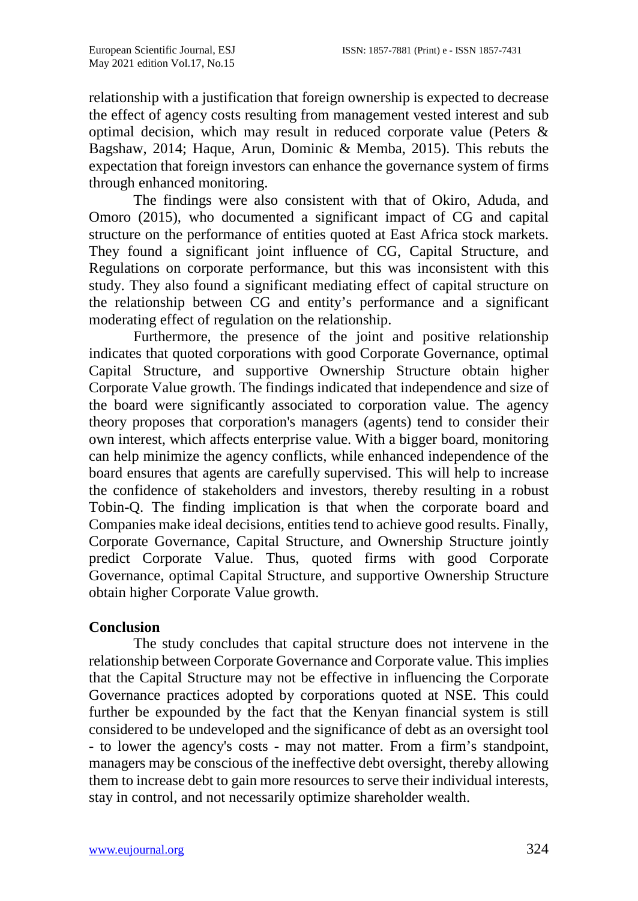relationship with a justification that foreign ownership is expected to decrease the effect of agency costs resulting from management vested interest and sub optimal decision, which may result in reduced corporate value (Peters & Bagshaw, 2014; Haque, Arun, Dominic & Memba, 2015). This rebuts the expectation that foreign investors can enhance the governance system of firms through enhanced monitoring.

The findings were also consistent with that of Okiro, Aduda, and Omoro (2015), who documented a significant impact of CG and capital structure on the performance of entities quoted at East Africa stock markets. They found a significant joint influence of CG, Capital Structure, and Regulations on corporate performance, but this was inconsistent with this study. They also found a significant mediating effect of capital structure on the relationship between CG and entity's performance and a significant moderating effect of regulation on the relationship.

Furthermore, the presence of the joint and positive relationship indicates that quoted corporations with good Corporate Governance, optimal Capital Structure, and supportive Ownership Structure obtain higher Corporate Value growth. The findings indicated that independence and size of the board were significantly associated to corporation value. The agency theory proposes that corporation's managers (agents) tend to consider their own interest, which affects enterprise value. With a bigger board, monitoring can help minimize the agency conflicts, while enhanced independence of the board ensures that agents are carefully supervised. This will help to increase the confidence of stakeholders and investors, thereby resulting in a robust Tobin-Q. The finding implication is that when the corporate board and Companies make ideal decisions, entities tend to achieve good results. Finally, Corporate Governance, Capital Structure, and Ownership Structure jointly predict Corporate Value. Thus, quoted firms with good Corporate Governance, optimal Capital Structure, and supportive Ownership Structure obtain higher Corporate Value growth.

## Conclusion

The study concludes that capital structure does not intervene in the relationship between Corporate Governance and Corporate value. This implies that the Capital Structure may not be effective in influencing the Corporate Governance practices adopted by corporations quoted at NSE. This could further be expounded by the fact that the Kenyan financial system is still considered to be undeveloped and the significance of debt as an oversight tool - to lower the agency's costs - may not matter. From a firm's standpoint, managers may be conscious of the ineffective debt oversight, thereby allowing them to increase debt to gain more resources to serve their individual interests, stay in control, and not necessarily optimize shareholder wealth.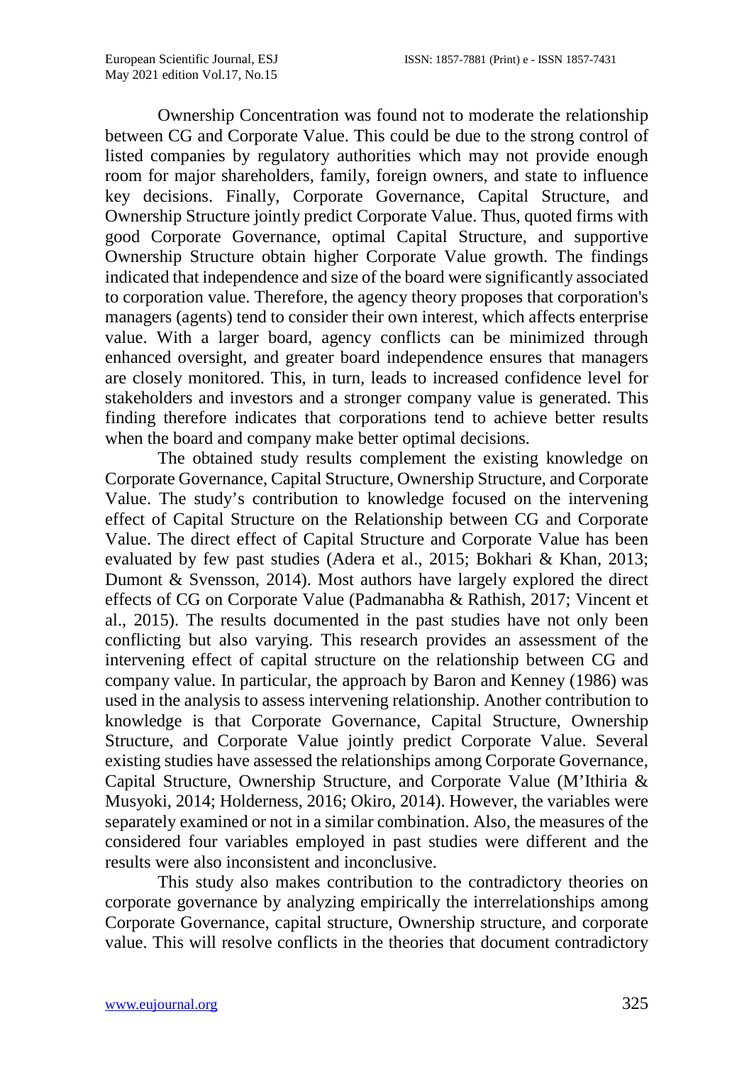Ownership Concentration was found not to moderate the relationship between CG and Corporate Value. This could be due to the strong control of listed companies by regulatory authorities which may not provide enough room for major shareholders, family, foreign owners, and state to influence key decisions. Finally, Corporate Governance, Capital Structure, and Ownership Structure jointly predict Corporate Value. Thus, quoted firms with good Corporate Governance, optimal Capital Structure, and supportive Ownership Structure obtain higher Corporate Value growth. The findings indicated that independence and size of the board were significantly associated to corporation value. Therefore, the agency theory proposes that corporation's managers (agents) tend to consider their own interest, which affects enterprise value. With a larger board, agency conflicts can be minimized through enhanced oversight, and greater board independence ensures that managers are closely monitored. This, in turn, leads to increased confidence level for stakeholders and investors and a stronger company value is generated. This finding therefore indicates that corporations tend to achieve better results when the board and company make better optimal decisions.

The obtained study results complement the existing knowledge on Corporate Governance, Capital Structure, Ownership Structure, and Corporate Value. The study's contribution to knowledge focused on the intervening effect of Capital Structure on the Relationship between CG and Corporate Value. The direct effect of Capital Structure and Corporate Value has been evaluated by few past studies (Adera et al., 2015; Bokhari & Khan, 2013; Dumont & Svensson, 2014). Most authors have largely explored the direct effects of CG on Corporate Value (Padmanabha & Rathish, 2017; Vincent et al., 2015). The results documented in the past studies have not only been conflicting but also varying. This research provides an assessment of the intervening effect of capital structure on the relationship between CG and company value. In particular, the approach by Baron and Kenney (1986) was used in the analysis to assess intervening relationship. Another contribution to knowledge is that Corporate Governance, Capital Structure, Ownership Structure, and Corporate Value jointly predict Corporate Value. Several existing studies have assessed the relationships among Corporate Governance, Capital Structure, Ownership Structure, and Corporate Value (M'Ithiria & Musyoki, 2014; Holderness, 2016; Okiro, 2014). However, the variables were separately examined or not in a similar combination. Also, the measures of the considered four variables employed in past studies were different and the results were also inconsistent and inconclusive.

This study also makes contribution to the contradictory theories on corporate governance by analyzing empirically the interrelationships among Corporate Governance, capital structure, Ownership structure, and corporate value. This will resolve conflicts in the theories that document contradictory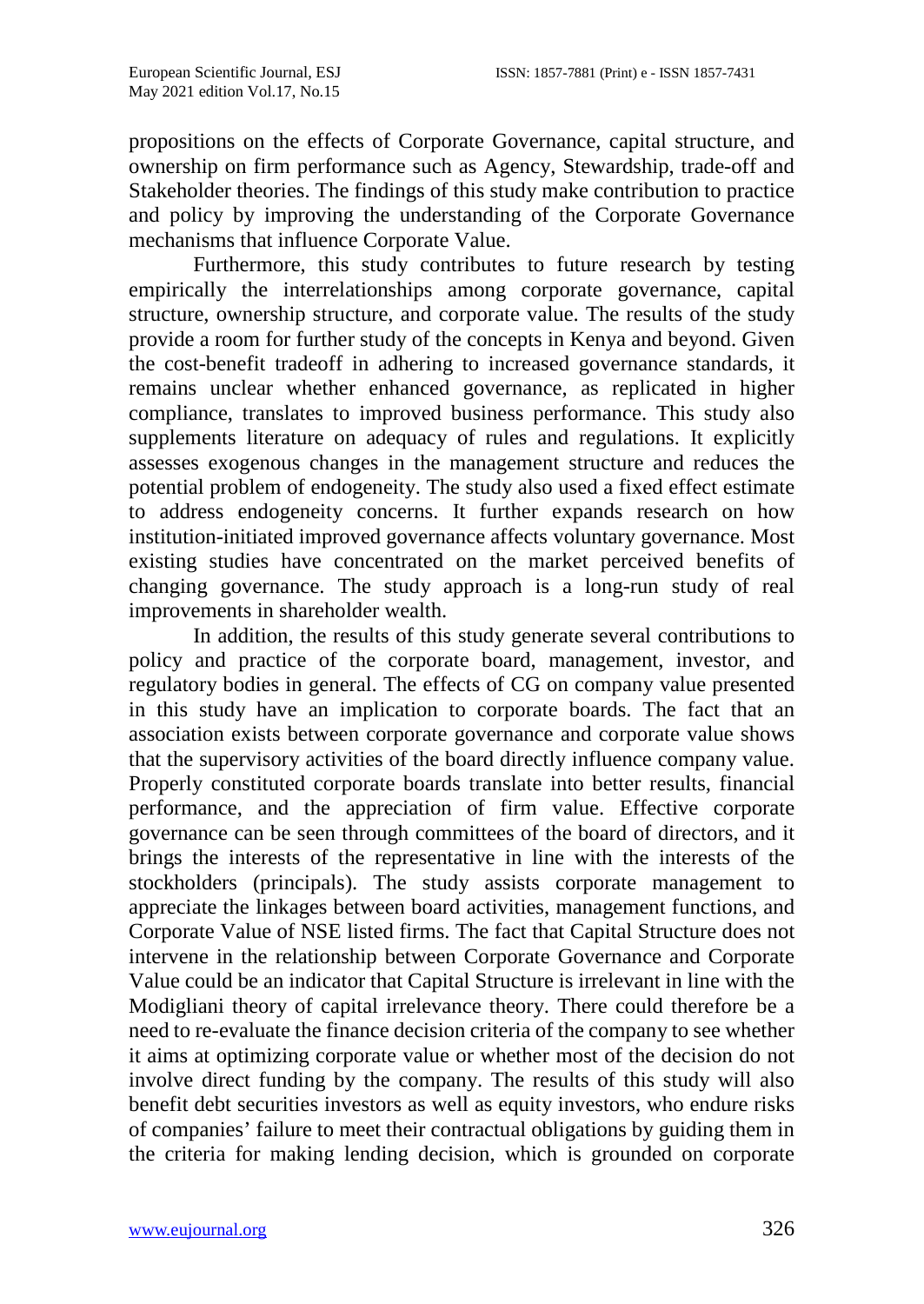propositions on the effects of Corporate Governance, capital structure, and ownership on firm performance such as Agency, Stewardship, trade-off and Stakeholder theories. The findings of this study make contribution to practice and policy by improving the understanding of the Corporate Governance mechanisms that influence Corporate Value.

Furthermore, this study contributes to future research by testing empirically the interrelationships among corporate governance, capital structure, ownership structure, and corporate value. The results of the study provide a room for further study of the concepts in Kenya and beyond. Given the cost-benefit tradeoff in adhering to increased governance standards, it remains unclear whether enhanced governance, as replicated in higher compliance, translates to improved business performance. This study also supplements literature on adequacy of rules and regulations. It explicitly assesses exogenous changes in the management structure and reduces the potential problem of endogeneity. The study also used a fixed effect estimate to address endogeneity concerns. It further expands research on how institution-initiated improved governance affects voluntary governance. Most existing studies have concentrated on the market perceived benefits of changing governance. The study approach is a long-run study of real improvements in shareholder wealth.

In addition, the results of this study generate several contributions to policy and practice of the corporate board, management, investor, and regulatory bodies in general. The effects of CG on company value presented in this study have an implication to corporate boards. The fact that an association exists between corporate governance and corporate value shows that the supervisory activities of the board directly influence company value. Properly constituted corporate boards translate into better results, financial performance, and the appreciation of firm value. Effective corporate governance can be seen through committees of the board of directors, and it brings the interests of the representative in line with the interests of the stockholders (principals). The study assists corporate management to appreciate the linkages between board activities, management functions, and Corporate Value of NSE listed firms. The fact that Capital Structure does not intervene in the relationship between Corporate Governance and Corporate Value could be an indicator that Capital Structure is irrelevant in line with the Modigliani theory of capital irrelevance theory. There could therefore be a need to re-evaluate the finance decision criteria of the company to see whether it aims at optimizing corporate value or whether most of the decision do not involve direct funding by the company. The results of this study will also benefit debt securities investors as well as equity investors, who endure risks of companies' failure to meet their contractual obligations by guiding them in the criteria for making lending decision, which is grounded on corporate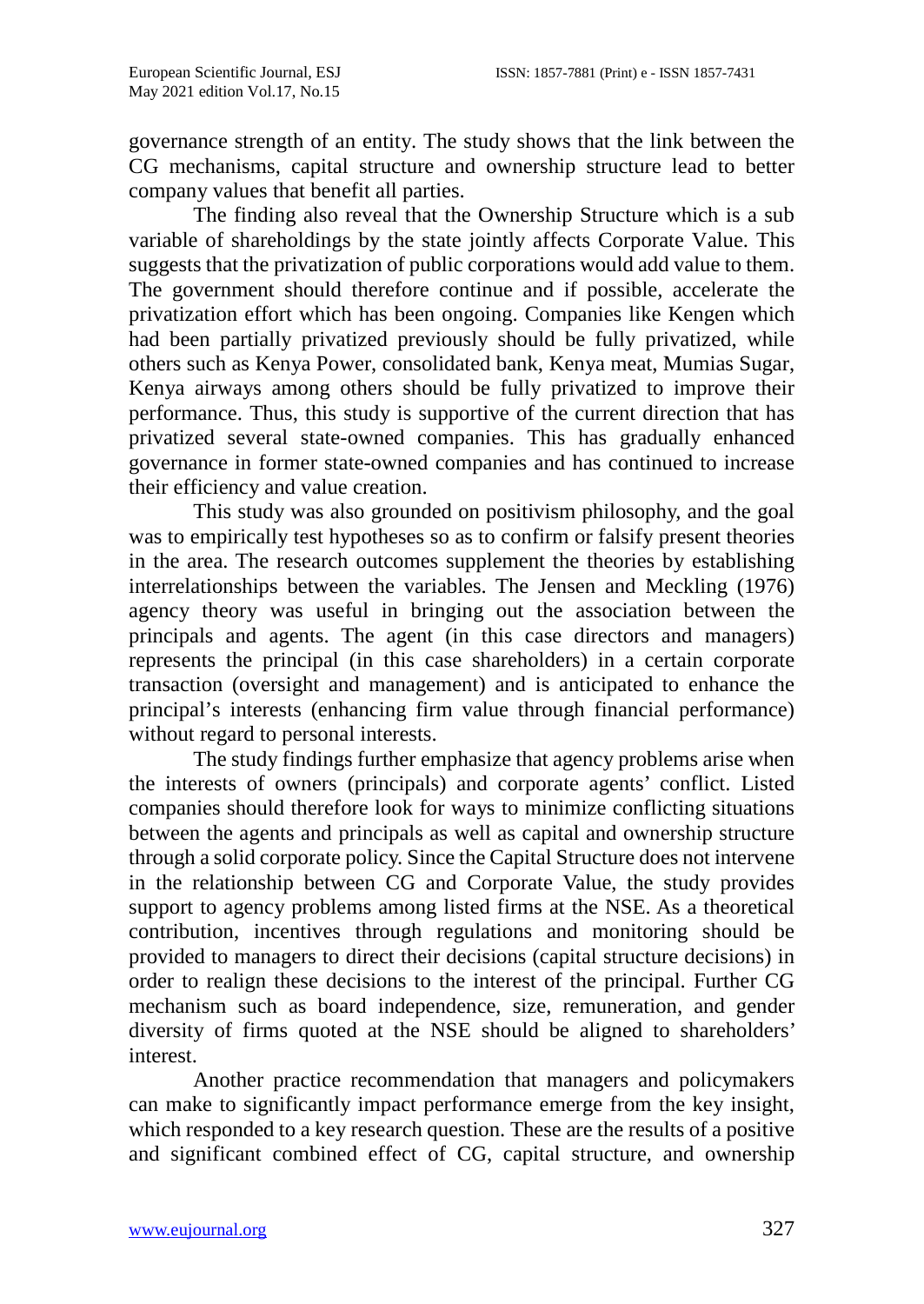governance strength of an entity. The study shows that the link between the CG mechanisms, capital structure and ownership structure lead to better company values that benefit all parties.

The finding also reveal that the Ownership Structure which is a sub variable of shareholdings by the state jointly affects Corporate Value. This suggests that the privatization of public corporations would add value to them. The government should therefore continue and if possible, accelerate the privatization effort which has been ongoing. Companies like Kengen which had been partially privatized previously should be fully privatized, while others such as Kenya Power, consolidated bank, Kenya meat, Mumias Sugar, Kenya airways among others should be fully privatized to improve their performance. Thus, this study is supportive of the current direction that has privatized several state-owned companies. This has gradually enhanced governance in former state-owned companies and has continued to increase their efficiency and value creation.

This study was also grounded on positivism philosophy, and the goal was to empirically test hypotheses so as to confirm or falsify present theories in the area. The research outcomes supplement the theories by establishing interrelationships between the variables. The Jensen and Meckling (1976) agency theory was useful in bringing out the association between the principals and agents. The agent (in this case directors and managers) represents the principal (in this case shareholders) in a certain corporate transaction (oversight and management) and is anticipated to enhance the principal's interests (enhancing firm value through financial performance) without regard to personal interests.

The study findings further emphasize that agency problems arise when the interests of owners (principals) and corporate agents' conflict. Listed companies should therefore look for ways to minimize conflicting situations between the agents and principals as well as capital and ownership structure through a solid corporate policy. Since the Capital Structure does not intervene in the relationship between CG and Corporate Value, the study provides support to agency problems among listed firms at the NSE. As a theoretical contribution, incentives through regulations and monitoring should be provided to managers to direct their decisions (capital structure decisions) in order to realign these decisions to the interest of the principal. Further CG mechanism such as board independence, size, remuneration, and gender diversity of firms quoted at the NSE should be aligned to shareholders' interest.

Another practice recommendation that managers and policymakers can make to significantly impact performance emerge from the key insight, which responded to a key research question. These are the results of a positive and significant combined effect of CG, capital structure, and ownership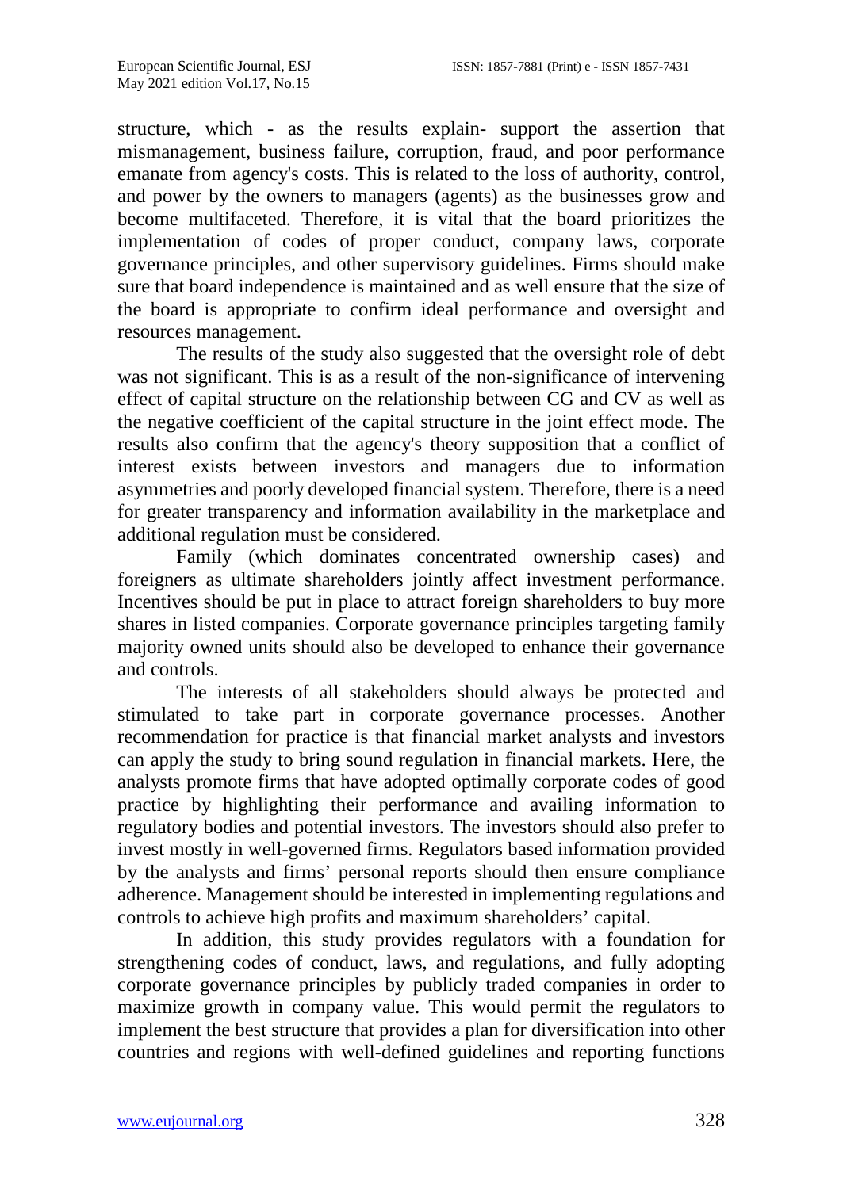structure, which - as the results explain- support the assertion that mismanagement, business failure, corruption, fraud, and poor performance emanate from agency's costs. This is related to the loss of authority, control, and power by the owners to managers (agents) as the businesses grow and become multifaceted. Therefore, it is vital that the board prioritizes the implementation of codes of proper conduct, company laws, corporate governance principles, and other supervisory guidelines. Firms should make sure that board independence is maintained and as well ensure that the size of the board is appropriate to confirm ideal performance and oversight and resources management.

The results of the study also suggested that the oversight role of debt was not significant. This is as a result of the non-significance of intervening effect of capital structure on the relationship between CG and CV as well as the negative coefficient of the capital structure in the joint effect mode. The results also confirm that the agency's theory supposition that a conflict of interest exists between investors and managers due to information asymmetries and poorly developed financial system. Therefore, there is a need for greater transparency and information availability in the marketplace and additional regulation must be considered.

Family (which dominates concentrated ownership cases) and foreigners as ultimate shareholders jointly affect investment performance. Incentives should be put in place to attract foreign shareholders to buy more shares in listed companies. Corporate governance principles targeting family majority owned units should also be developed to enhance their governance and controls.

The interests of all stakeholders should always be protected and stimulated to take part in corporate governance processes. Another recommendation for practice is that financial market analysts and investors can apply the study to bring sound regulation in financial markets. Here, the analysts promote firms that have adopted optimally corporate codes of good practice by highlighting their performance and availing information to regulatory bodies and potential investors. The investors should also prefer to invest mostly in well-governed firms. Regulators based information provided by the analysts and firms' personal reports should then ensure compliance adherence. Management should be interested in implementing regulations and controls to achieve high profits and maximum shareholders' capital.

In addition, this study provides regulators with a foundation for strengthening codes of conduct, laws, and regulations, and fully adopting corporate governance principles by publicly traded companies in order to maximize growth in company value. This would permit the regulators to implement the best structure that provides a plan for diversification into other countries and regions with well-defined guidelines and reporting functions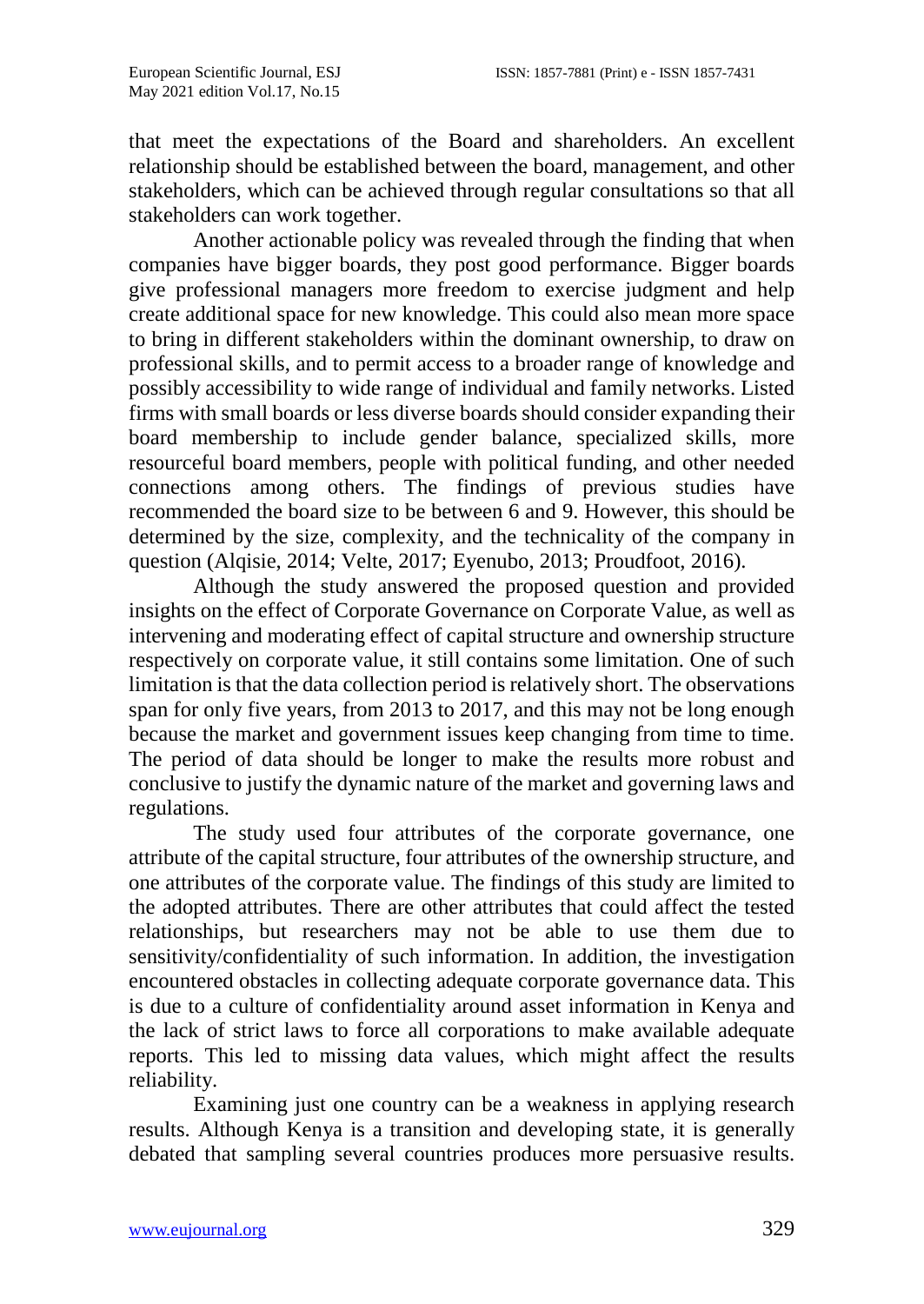that meet the expectations of the Board and shareholders. An excellent relationship should be established between the board, management, and other stakeholders, which can be achieved through regular consultations so that all stakeholders can work together.

Another actionable policy was revealed through the finding that when companies have bigger boards, they post good performance. Bigger boards give professional managers more freedom to exercise judgment and help create additional space for new knowledge. This could also mean more space to bring in different stakeholders within the dominant ownership, to draw on professional skills, and to permit access to a broader range of knowledge and possibly accessibility to wide range of individual and family networks. Listed firms with small boards or less diverse boards should consider expanding their board membership to include gender balance, specialized skills, more resourceful board members, people with political funding, and other needed connections among others. The findings of previous studies have recommended the board size to be between 6 and 9. However, this should be determined by the size, complexity, and the technicality of the company in question (Alqisie, 2014; Velte, 2017; Eyenubo, 2013; Proudfoot, 2016).

Although the study answered the proposed question and provided insights on the effect of Corporate Governance on Corporate Value, as well as intervening and moderating effect of capital structure and ownership structure respectively on corporate value, it still contains some limitation. One of such limitation is that the data collection period is relatively short. The observations span for only five years, from 2013 to 2017, and this may not be long enough because the market and government issues keep changing from time to time. The period of data should be longer to make the results more robust and conclusive to justify the dynamic nature of the market and governing laws and regulations.

The study used four attributes of the corporate governance, one attribute of the capital structure, four attributes of the ownership structure, and one attributes of the corporate value. The findings of this study are limited to the adopted attributes. There are other attributes that could affect the tested relationships, but researchers may not be able to use them due to sensitivity/confidentiality of such information. In addition, the investigation encountered obstacles in collecting adequate corporate governance data. This is due to a culture of confidentiality around asset information in Kenya and the lack of strict laws to force all corporations to make available adequate reports. This led to missing data values, which might affect the results reliability.

Examining just one country can be a weakness in applying research results. Although Kenya is a transition and developing state, it is generally debated that sampling several countries produces more persuasive results.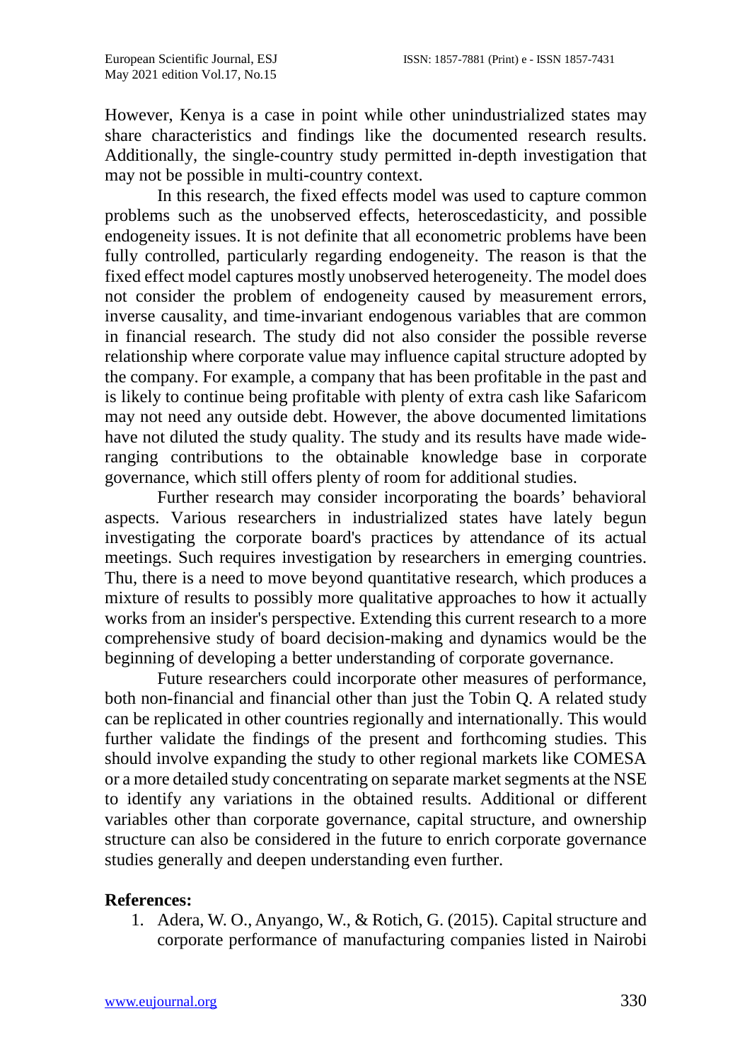However, Kenya is a case in point while other unindustrialized states may share characteristics and findings like the documented research results. Additionally, the single-country study permitted in-depth investigation that may not be possible in multi-country context.

In this research, the fixed effects model was used to capture common problems such as the unobserved effects, heteroscedasticity, and possible endogeneity issues. It is not definite that all econometric problems have been fully controlled, particularly regarding endogeneity. The reason is that the fixed effect model captures mostly unobserved heterogeneity. The model does not consider the problem of endogeneity caused by measurement errors, inverse causality, and time-invariant endogenous variables that are common in financial research. The study did not also consider the possible reverse relationship where corporate value may influence capital structure adopted by the company. For example, a company that has been profitable in the past and is likely to continue being profitable with plenty of extra cash like Safaricom may not need any outside debt. However, the above documented limitations have not diluted the study quality. The study and its results have made wide-ranging contributions to the obtainable knowledge base in corporate governance, which still offers plenty of room for additional studies.

Further research may consider incorporating the boards' behavioral aspects. Various researchers in industrialized states have lately begun investigating the corporate board's practices by attendance of its actual meetings. Such requires investigation by researchers in emerging countries. Thu, there is a need to move beyond quantitative research, which produces a mixture of results to possibly more qualitative approaches to how it actually works from an insider's perspective. Extending this current research to a more comprehensive study of board decision-making and dynamics would be the beginning of developing a better understanding of corporate governance.

Future researchers could incorporate other measures of performance, both non-financial and financial other than just the Tobin Q. A related study can be replicated in other countries regionally and internationally. This would further validate the findings of the present and forthcoming studies. This should involve expanding the study to other regional markets like COMESA or a more detailed study concentrating on separate market segments at the NSE to identify any variations in the obtained results. Additional or different variables other than corporate governance, capital structure, and ownership structure can also be considered in the future to enrich corporate governance studies generally and deepen understanding even further.

**References:**

1. Adera, W. O., Anyango, W., & Rotich, G. (2015). Capital structure and corporate performance of manufacturing companies listed in Nairobi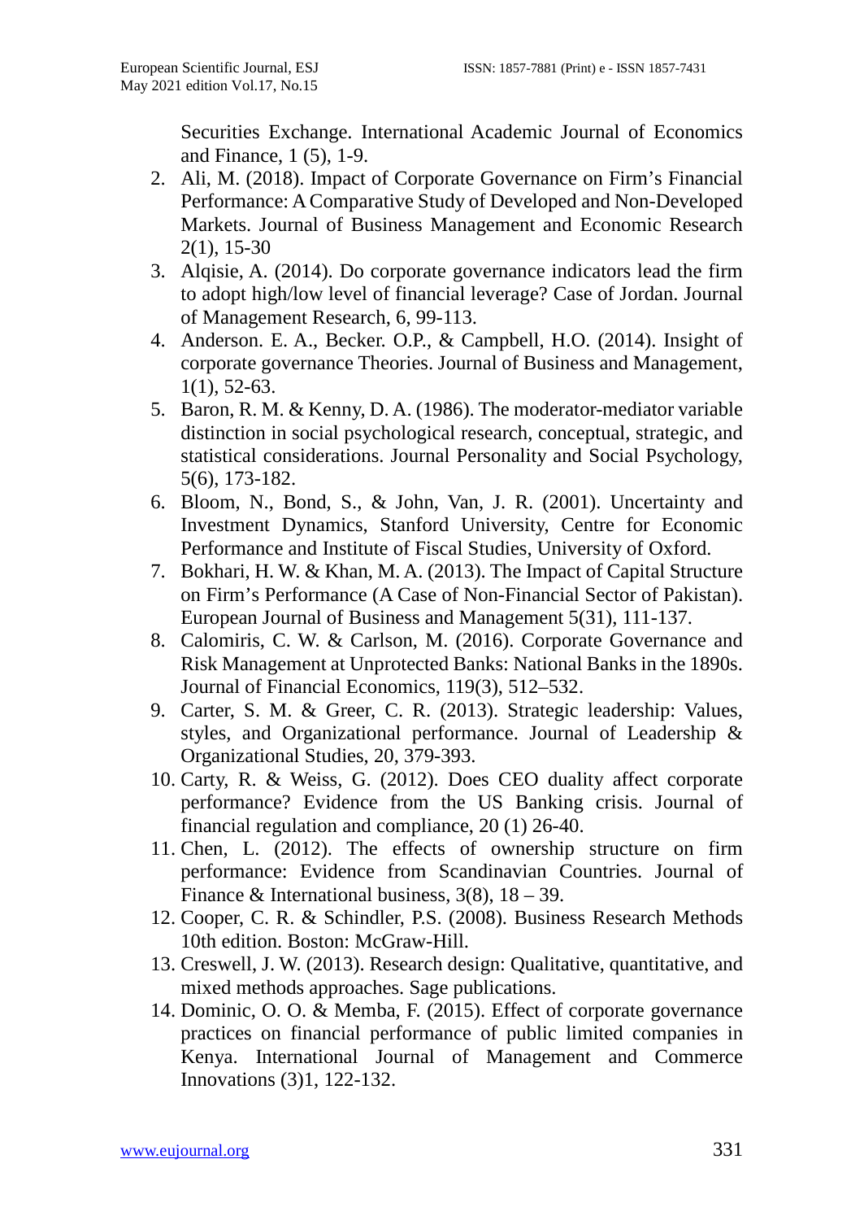Securities Exchange. International Academic Journal of Economics and Finance, 1 (5), 1-9.

2. Ali, M. (2018). Impact of Corporate Governance on Firm's Financial Performance: A Comparative Study of Developed and Non-Developed Markets. Journal of Business Management and Economic Research 2(1), 15-30
3. Alqisie, A. (2014). Do corporate governance indicators lead the firm to adopt high/low level of financial leverage? Case of Jordan. Journal of Management Research, 6, 99-113.
4. Anderson. E. A., Becker. O.P., & Campbell, H.O. (2014). Insight of corporate governance Theories. Journal of Business and Management, 1(1), 52-63.
5. Baron, R. M. & Kenny, D. A. (1986). The moderator-mediator variable distinction in social psychological research, conceptual, strategic, and statistical considerations. Journal Personality and Social Psychology, 5(6), 173-182.
6. Bloom, N., Bond, S., & John, Van, J. R. (2001). Uncertainty and Investment Dynamics, Stanford University, Centre for Economic Performance and Institute of Fiscal Studies, University of Oxford.
7. Bokhari, H. W. & Khan, M. A. (2013). The Impact of Capital Structure on Firm's Performance (A Case of Non-Financial Sector of Pakistan). European Journal of Business and Management 5(31), 111-137.
8. Calomiris, C. W. & Carlson, M. (2016). Corporate Governance and Risk Management at Unprotected Banks: National Banks in the 1890s. Journal of Financial Economics, 119(3), 512–532.
9. Carter, S. M. & Greer, C. R. (2013). Strategic leadership: Values, styles, and Organizational performance. Journal of Leadership & Organizational Studies, 20, 379-393.
10. Carty, R. & Weiss, G. (2012). Does CEO duality affect corporate performance? Evidence from the US Banking crisis. Journal of financial regulation and compliance, 20 (1) 26-40.
11. Chen, L. (2012). The effects of ownership structure on firm performance: Evidence from Scandinavian Countries. Journal of Finance & International business, 3(8), 18 – 39.
12. Cooper, C. R. & Schindler, P.S. (2008). Business Research Methods 10th edition. Boston: McGraw-Hill.
13. Creswell, J. W. (2013). Research design: Qualitative, quantitative, and mixed methods approaches. Sage publications.
14. Dominic, O. O. & Memba, F. (2015). Effect of corporate governance practices on financial performance of public limited companies in Kenya. International Journal of Management and Commerce Innovations (3)1, 122-132.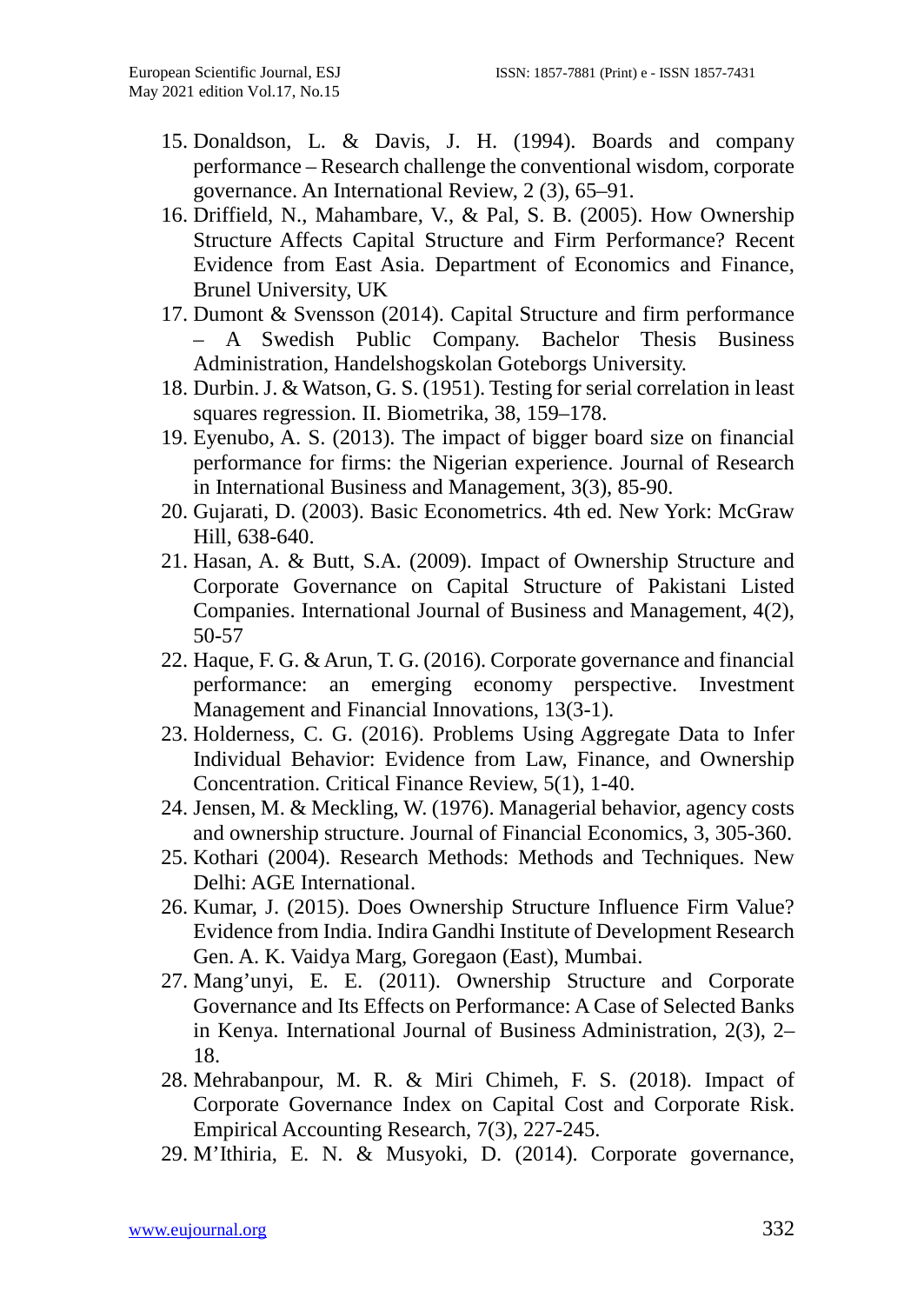15. Donaldson, L. & Davis, J. H. (1994). Boards and company performance – Research challenge the conventional wisdom, corporate governance. An International Review, 2 (3), 65–91.
16. Driffield, N., Mahambare, V., & Pal, S. B. (2005). How Ownership Structure Affects Capital Structure and Firm Performance? Recent Evidence from East Asia. Department of Economics and Finance, Brunel University, UK
17. Dumont & Svensson (2014). Capital Structure and firm performance – A Swedish Public Company. Bachelor Thesis Business Administration, Handelshogskolan Goteborgs University.
18. Durbin. J. & Watson, G. S. (1951). Testing for serial correlation in least squares regression. II. Biometrika, 38, 159–178.
19. Eyenubo, A. S. (2013). The impact of bigger board size on financial performance for firms: the Nigerian experience. Journal of Research in International Business and Management, 3(3), 85-90.
20. Gujarati, D. (2003). Basic Econometrics. 4th ed. New York: McGraw Hill, 638-640.
21. Hasan, A. & Butt, S.A. (2009). Impact of Ownership Structure and Corporate Governance on Capital Structure of Pakistani Listed Companies. International Journal of Business and Management, 4(2), 50-57
22. Haque, F. G. & Arun, T. G. (2016). Corporate governance and financial performance: an emerging economy perspective. Investment Management and Financial Innovations, 13(3-1).
23. Holderness, C. G. (2016). Problems Using Aggregate Data to Infer Individual Behavior: Evidence from Law, Finance, and Ownership Concentration. Critical Finance Review, 5(1), 1-40.
24. Jensen, M. & Meckling, W. (1976). Managerial behavior, agency costs and ownership structure. Journal of Financial Economics, 3, 305-360.
25. Kothari (2004). Research Methods: Methods and Techniques. New Delhi: AGE International.
26. Kumar, J. (2015). Does Ownership Structure Influence Firm Value? Evidence from India. Indira Gandhi Institute of Development Research Gen. A. K. Vaidya Marg, Goregaon (East), Mumbai.
27. Mang'unyi, E. E. (2011). Ownership Structure and Corporate Governance and Its Effects on Performance: A Case of Selected Banks in Kenya. International Journal of Business Administration, 2(3), 2–18.
28. Mehrabanpour, M. R. & Miri Chimeh, F. S. (2018). Impact of Corporate Governance Index on Capital Cost and Corporate Risk. Empirical Accounting Research, 7(3), 227-245.
29. M'Ithiria, E. N. & Musyoki, D. (2014). Corporate governance,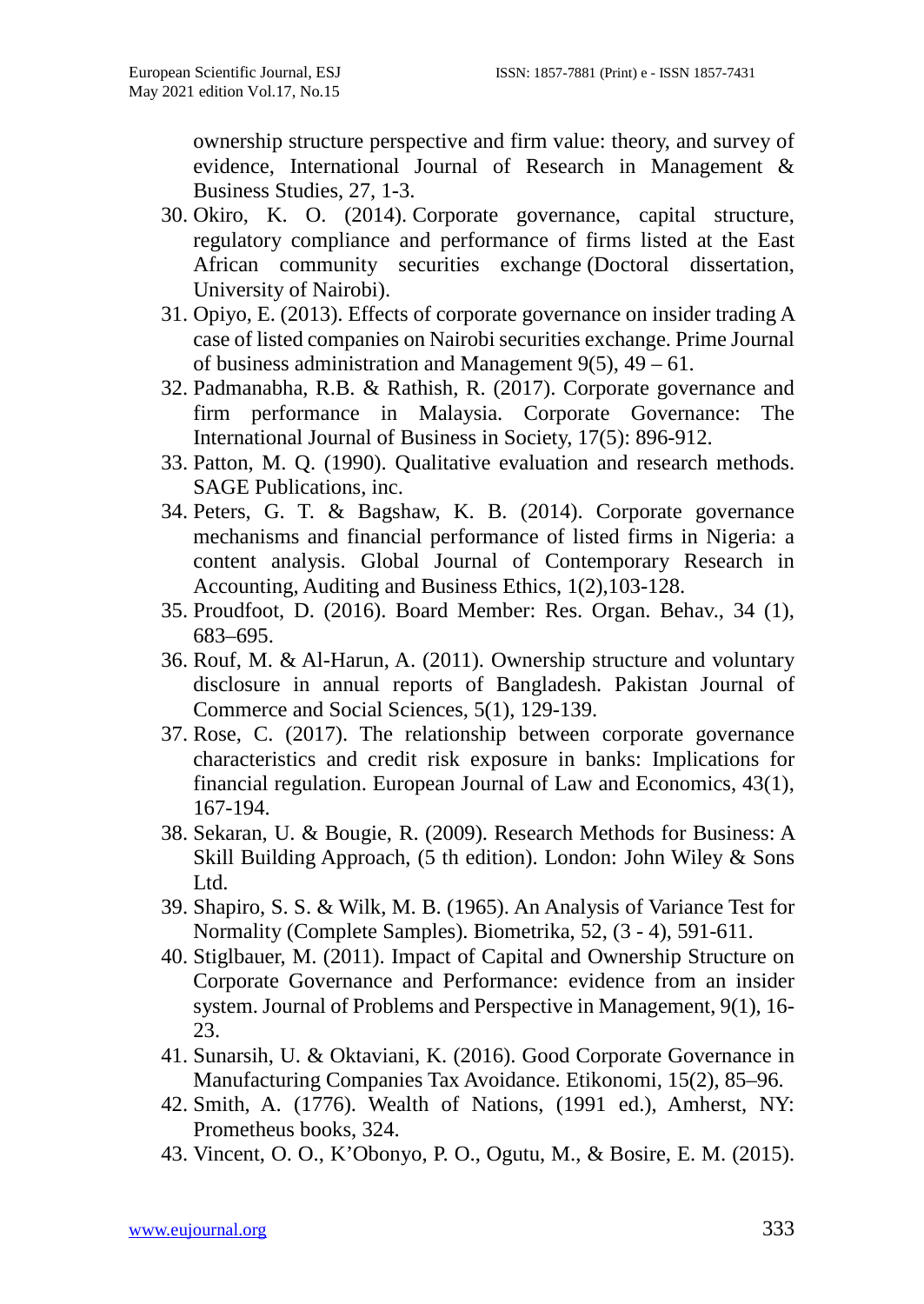ownership structure perspective and firm value: theory, and survey of evidence, International Journal of Research in Management & Business Studies, 27, 1-3.

30. Okiro, K. O. (2014). Corporate governance, capital structure, regulatory compliance and performance of firms listed at the East African community securities exchange (Doctoral dissertation, University of Nairobi).
31. Opiyo, E. (2013). Effects of corporate governance on insider trading A case of listed companies on Nairobi securities exchange. Prime Journal of business administration and Management 9(5), 49 – 61.
32. Padmanabha, R.B. & Rathish, R. (2017). Corporate governance and firm performance in Malaysia. Corporate Governance: The International Journal of Business in Society, 17(5): 896-912.
33. Patton, M. Q. (1990). Qualitative evaluation and research methods. SAGE Publications, inc.
34. Peters, G. T. & Bagshaw, K. B. (2014). Corporate governance mechanisms and financial performance of listed firms in Nigeria: a content analysis. Global Journal of Contemporary Research in Accounting, Auditing and Business Ethics, 1(2),103-128.
35. Proudfoot, D. (2016). Board Member: Res. Organ. Behav., 34 (1), 683–695.
36. Rouf, M. & Al-Harun, A. (2011). Ownership structure and voluntary disclosure in annual reports of Bangladesh. Pakistan Journal of Commerce and Social Sciences, 5(1), 129-139.
37. Rose, C. (2017). The relationship between corporate governance characteristics and credit risk exposure in banks: Implications for financial regulation. European Journal of Law and Economics, 43(1), 167-194.
38. Sekaran, U. & Bougie, R. (2009). Research Methods for Business: A Skill Building Approach, (5 th edition). London: John Wiley & Sons Ltd.
39. Shapiro, S. S. & Wilk, M. B. (1965). An Analysis of Variance Test for Normality (Complete Samples). Biometrika, 52, (3 - 4), 591-611.
40. Stiglbauer, M. (2011). Impact of Capital and Ownership Structure on Corporate Governance and Performance: evidence from an insider system. Journal of Problems and Perspective in Management, 9(1), 16-23.
41. Sunarsih, U. & Oktaviani, K. (2016). Good Corporate Governance in Manufacturing Companies Tax Avoidance. Etikonomi, 15(2), 85–96.
42. Smith, A. (1776). Wealth of Nations, (1991 ed.), Amherst, NY: Prometheus books, 324.
43. Vincent, O. O., K'Obonyo, P. O., Ogutu, M., & Bosire, E. M. (2015).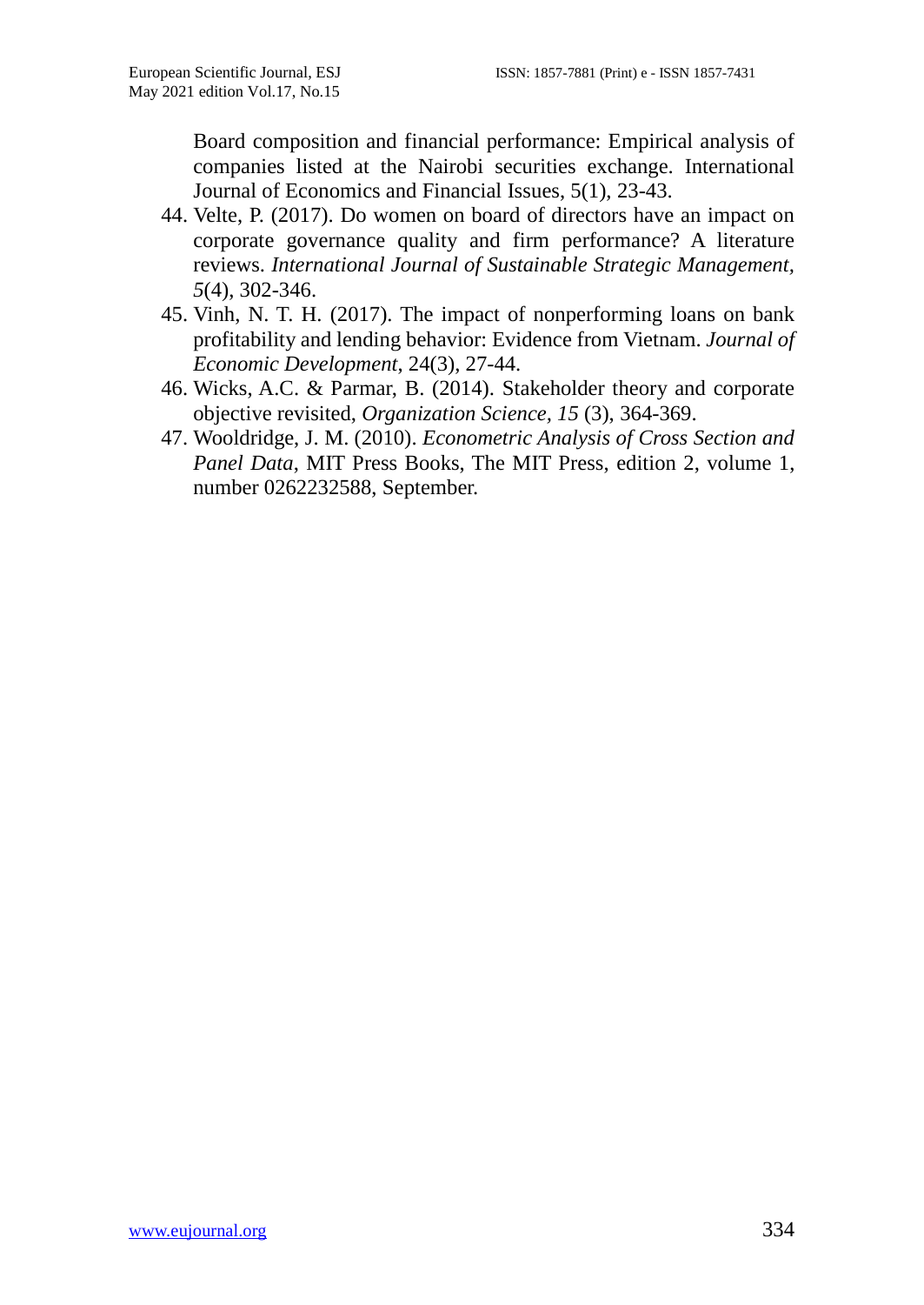Board composition and financial performance: Empirical analysis of companies listed at the Nairobi securities exchange. International Journal of Economics and Financial Issues, 5(1), 23-43.

44. Velte, P. (2017). Do women on board of directors have an impact on corporate governance quality and firm performance? A literature reviews. *International Journal of Sustainable Strategic Management, 5*(4), 302-346.
45. Vinh, N. T. H. (2017). The impact of nonperforming loans on bank profitability and lending behavior: Evidence from Vietnam. *Journal of Economic Development*, 24(3), 27-44.
46. Wicks, A.C. & Parmar, B. (2014). Stakeholder theory and corporate objective revisited, *Organization Science*, *15* (3), 364-369.
47. Wooldridge, J. M. (2010). *Econometric Analysis of Cross Section and Panel Data*, MIT Press Books, The MIT Press, edition 2, volume 1, number 0262232588, September.